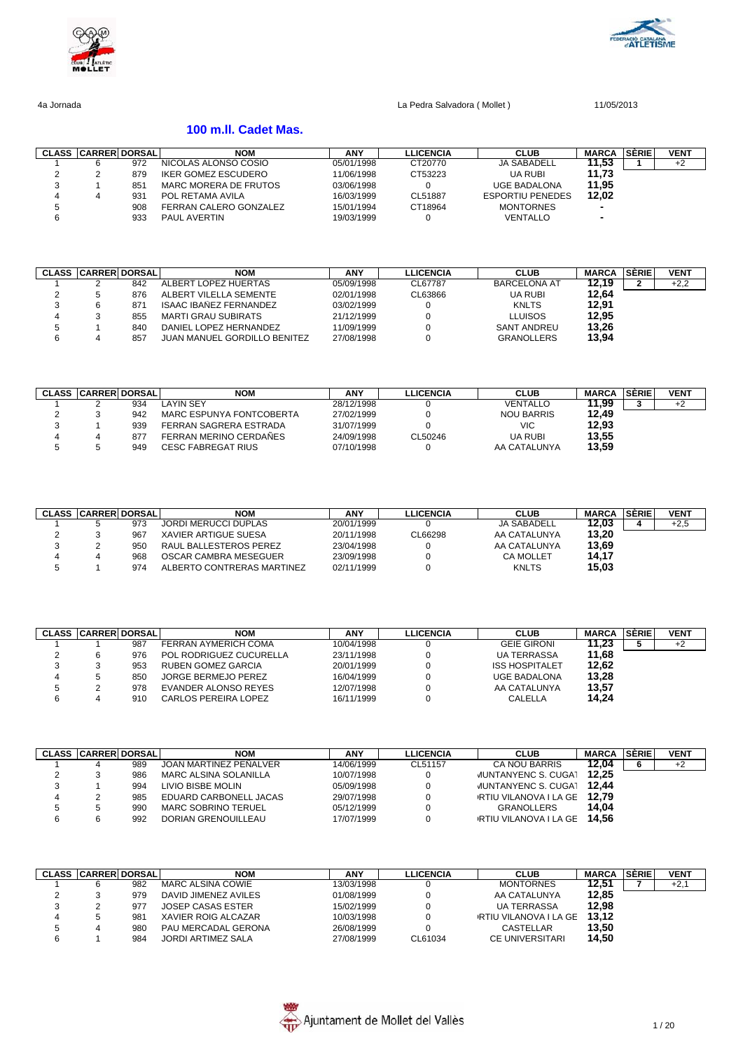4a Jornada La Pedra Salvadora ( Mollet ) 11/05/2013

## 100 m.ll. Cadet Mas.

| CLASS | CARRER | DORSAL | NOM | ANY | LLICENCIA | CLUB | MARCA | SÈRIE | VENT |
|---|---|---|---|---|---|---|---|---|---|
| 1 | 6 | 972 | NICOLAS ALONSO COSIO | 05/01/1998 | CT20770 | JA SABADELL | 11,53 | 1 | +2 |
| 2 | 2 | 879 | IKER GOMEZ ESCUDERO | 11/06/1998 | CT53223 | UA RUBI | 11,73 | | |
| 3 | 1 | 851 | MARC MORERA DE FRUTOS | 03/06/1998 | 0 | UGE BADALONA | 11,95 | | |
| 4 | 4 | 931 | POL RETAMA AVILA | 16/03/1999 | CL51887 | ESPORTIU PENEDES | 12,02 | | |
| 5 | | 908 | FERRAN CALERO GONZALEZ | 15/01/1994 | CT18964 | MONTORNES | - | | |
| 6 | | 933 | PAUL AVERTIN | 19/03/1999 | 0 | VENTALLO | - | | |

| CLASS | CARRER | DORSAL | NOM | ANY | LLICENCIA | CLUB | MARCA | SÈRIE | VENT |
|---|---|---|---|---|---|---|---|---|---|
| 1 | 2 | 842 | ALBERT LOPEZ HUERTAS | 05/09/1998 | CL67787 | BARCELONA AT | 12,19 | 2 | +2,2 |
| 2 | 5 | 876 | ALBERT VILELLA SEMENTE | 02/01/1998 | CL63866 | UA RUBI | 12,64 | | |
| 3 | 6 | 871 | ISAAC IBAÑEZ FERNANDEZ | 03/02/1999 | 0 | KNLTS | 12,91 | | |
| 4 | 3 | 855 | MARTI GRAU SUBIRATS | 21/12/1999 | 0 | LLUISOS | 12,95 | | |
| 5 | 1 | 840 | DANIEL LOPEZ HERNANDEZ | 11/09/1999 | 0 | SANT ANDREU | 13,26 | | |
| 6 | 4 | 857 | JUAN MANUEL GORDILLO BENITEZ | 27/08/1998 | 0 | GRANOLLERS | 13,94 | | |

| CLASS | CARRER | DORSAL | NOM | ANY | LLICENCIA | CLUB | MARCA | SÈRIE | VENT |
|---|---|---|---|---|---|---|---|---|---|
| 1 | 2 | 934 | LAYIN SEY | 28/12/1998 | 0 | VENTALLO | 11,99 | 3 | +2 |
| 2 | 3 | 942 | MARC ESPUNYA FONTCOBERTA | 27/02/1999 | 0 | NOU BARRIS | 12,49 | | |
| 3 | 1 | 939 | FERRAN SAGRERA ESTRADA | 31/07/1999 | 0 | VIC | 12,93 | | |
| 4 | 4 | 877 | FERRAN MERINO CERDAÑES | 24/09/1998 | CL50246 | UA RUBI | 13,55 | | |
| 5 | 5 | 949 | CESC FABREGAT RIUS | 07/10/1998 | 0 | AA CATALUNYA | 13,59 | | |

| CLASS | CARRER | DORSAL | NOM | ANY | LLICENCIA | CLUB | MARCA | SÈRIE | VENT |
|---|---|---|---|---|---|---|---|---|---|
| 1 | 5 | 973 | JORDI MERUCCI DUPLAS | 20/01/1999 | 0 | JA SABADELL | 12,03 | 4 | +2,5 |
| 2 | 3 | 967 | XAVIER ARTIGUE SUESA | 20/11/1998 | CL66298 | AA CATALUNYA | 13,20 | | |
| 3 | 2 | 950 | RAUL BALLESTEROS PEREZ | 23/04/1998 | 0 | AA CATALUNYA | 13,69 | | |
| 4 | 4 | 968 | OSCAR CAMBRA MESEGUER | 23/09/1998 | 0 | CA MOLLET | 14,17 | | |
| 5 | 1 | 974 | ALBERTO CONTRERAS MARTINEZ | 02/11/1999 | 0 | KNLTS | 15,03 | | |

| CLASS | CARRER | DORSAL | NOM | ANY | LLICENCIA | CLUB | MARCA | SÈRIE | VENT |
|---|---|---|---|---|---|---|---|---|---|
| 1 | 1 | 987 | FERRAN AYMERICH COMA | 10/04/1998 | 0 | GEIE GIRONI | 11,23 | 5 | +2 |
| 2 | 6 | 976 | POL RODRIGUEZ CUCURELLA | 23/11/1998 | 0 | UA TERRASSA | 11,68 | | |
| 3 | 3 | 953 | RUBEN GOMEZ GARCIA | 20/01/1999 | 0 | ISS HOSPITALET | 12,62 | | |
| 4 | 5 | 850 | JORGE BERMEJO PEREZ | 16/04/1999 | 0 | UGE BADALONA | 13,28 | | |
| 5 | 2 | 978 | EVANDER ALONSO REYES | 12/07/1998 | 0 | AA CATALUNYA | 13,57 | | |
| 6 | 4 | 910 | CARLOS PEREIRA LOPEZ | 16/11/1999 | 0 | CALELLA | 14,24 | | |

| CLASS | CARRER | DORSAL | NOM | ANY | LLICENCIA | CLUB | MARCA | SÈRIE | VENT |
|---|---|---|---|---|---|---|---|---|---|
| 1 | 4 | 989 | JOAN MARTINEZ PEÑALVER | 14/06/1999 | CL51157 | CA NOU BARRIS | 12,04 | 6 | +2 |
| 2 | 3 | 986 | MARC ALSINA SOLANILLA | 10/07/1998 | 0 | MUNTANYENC S. CUGAT | 12,25 | | |
| 3 | 1 | 994 | LIVIO BISBE MOLIN | 05/09/1998 | 0 | MUNTANYENC S. CUGAT | 12,44 | | |
| 4 | 2 | 985 | EDUARD CARBONELL JACAS | 29/07/1998 | 0 | ESPORTIU VILANOVA I LA GE | 12,79 | | |
| 5 | 5 | 990 | MARC SOBRINO TERUEL | 05/12/1999 | 0 | GRANOLLERS | 14,04 | | |
| 6 | 6 | 992 | DORIAN GRENOUILLEAU | 17/07/1999 | 0 | ESPORTIU VILANOVA I LA GE | 14,56 | | |

| CLASS | CARRER | DORSAL | NOM | ANY | LLICENCIA | CLUB | MARCA | SÈRIE | VENT |
|---|---|---|---|---|---|---|---|---|---|
| 1 | 6 | 982 | MARC ALSINA COWIE | 13/03/1998 | 0 | MONTORNES | 12,51 | 7 | +2,1 |
| 2 | 3 | 979 | DAVID JIMENEZ AVILES | 01/08/1999 | 0 | AA CATALUNYA | 12,85 | | |
| 3 | 2 | 977 | JOSEP CASAS ESTER | 15/02/1999 | 0 | UA TERRASSA | 12,98 | | |
| 4 | 5 | 981 | XAVIER ROIG ALCAZAR | 10/03/1998 | 0 | ESPORTIU VILANOVA I LA GE | 13,12 | | |
| 5 | 4 | 980 | PAU MERCADAL GERONA | 26/08/1999 | 0 | CASTELLAR | 13,50 | | |
| 6 | 1 | 984 | JORDI ARTIMEZ SALA | 27/08/1999 | CL61034 | CE UNIVERSITARI | 14,50 | | |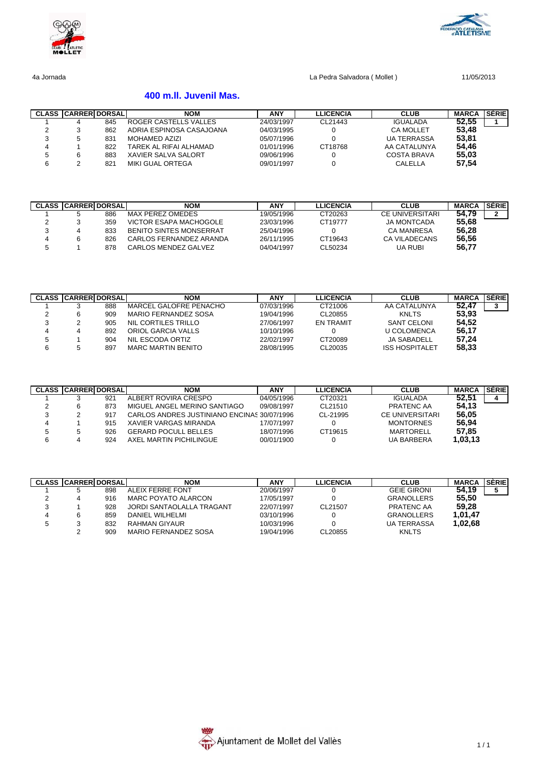4a Jornada La Pedra Salvadora ( Mollet ) 11/05/2013

## 400 m.ll. Juvenil Mas.

| CLASS | CARRER | DORSAL | NOM | ANY | LLICENCIA | CLUB | MARCA | SÈRIE |
|---|---|---|---|---|---|---|---|---|
| 1 | 4 | 845 | ROGER CASTELLS VALLES | 24/03/1997 | CL21443 | IGUALADA | 52,55 | 1 |
| 2 | 3 | 862 | ADRIA ESPINOSA CASAJOANA | 04/03/1995 | 0 | CA MOLLET | 53,48 | |
| 3 | 5 | 831 | MOHAMED AZIZI | 05/07/1996 | 0 | UA TERRASSA | 53,81 | |
| 4 | 1 | 822 | TAREK AL RIFAI ALHAMAD | 01/01/1996 | CT18768 | AA CATALUNYA | 54,46 | |
| 5 | 6 | 883 | XAVIER SALVA SALORT | 09/06/1996 | 0 | COSTA BRAVA | 55,03 | |
| 6 | 2 | 821 | MIKI GUAL ORTEGA | 09/01/1997 | 0 | CALELLA | 57,54 | |

| CLASS | CARRER | DORSAL | NOM | ANY | LLICENCIA | CLUB | MARCA | SÈRIE |
|---|---|---|---|---|---|---|---|---|
| 1 | 5 | 886 | MAX PEREZ OMEDES | 19/05/1996 | CT20263 | CE UNIVERSITARI | 54,79 | 2 |
| 2 | 3 | 359 | VICTOR ESAPA MACHOGOLE | 23/03/1996 | CT19777 | JA MONTCADA | 55,68 | |
| 3 | 4 | 833 | BENITO SINTES MONSERRAT | 25/04/1996 | 0 | CA MANRESA | 56,28 | |
| 4 | 6 | 826 | CARLOS FERNANDEZ ARANDA | 26/11/1995 | CT19643 | CA VILADECANS | 56,56 | |
| 5 | 1 | 878 | CARLOS MENDEZ GALVEZ | 04/04/1997 | CL50234 | UA RUBI | 56,77 | |

| CLASS | CARRER | DORSAL | NOM | ANY | LLICENCIA | CLUB | MARCA | SÈRIE |
|---|---|---|---|---|---|---|---|---|
| 1 | 3 | 888 | MARCEL GALOFRE PENACHO | 07/03/1996 | CT21006 | AA CATALUNYA | 52,47 | 3 |
| 2 | 6 | 909 | MARIO FERNANDEZ SOSA | 19/04/1996 | CL20855 | KNLTS | 53,93 | |
| 3 | 2 | 905 | NIL CORTILES TRILLO | 27/06/1997 | EN TRAMIT | SANT CELONI | 54,52 | |
| 4 | 4 | 892 | ORIOL GARCIA VALLS | 10/10/1996 | 0 | U COLOMENCA | 56,17 | |
| 5 | 1 | 904 | NIL ESCODA ORTIZ | 22/02/1997 | CT20089 | JA SABADELL | 57,24 | |
| 6 | 5 | 897 | MARC MARTIN BENITO | 28/08/1995 | CL20035 | ISS HOSPITALET | 58,33 | |

| CLASS | CARRER | DORSAL | NOM | ANY | LLICENCIA | CLUB | MARCA | SÈRIE |
|---|---|---|---|---|---|---|---|---|
| 1 | 3 | 921 | ALBERT ROVIRA CRESPO | 04/05/1996 | CT20321 | IGUALADA | 52,51 | 4 |
| 2 | 6 | 873 | MIGUEL ANGEL MERINO SANTIAGO | 09/08/1997 | CL21510 | PRATENC AA | 54,13 | |
| 3 | 2 | 917 | CARLOS ANDRES JUSTINIANO ENCINAS | 30/07/1996 | CL-21995 | CE UNIVERSITARI | 56,05 | |
| 4 | 1 | 915 | XAVIER VARGAS MIRANDA | 17/07/1997 | 0 | MONTORNES | 56,94 | |
| 5 | 5 | 926 | GERARD POCULL BELLES | 18/07/1996 | CT19615 | MARTORELL | 57,85 | |
| 6 | 4 | 924 | AXEL MARTIN PICHILINGUE | 00/01/1900 | 0 | UA BARBERA | 1,03,13 | |

| CLASS | CARRER | DORSAL | NOM | ANY | LLICENCIA | CLUB | MARCA | SÈRIE |
|---|---|---|---|---|---|---|---|---|
| 1 | 5 | 898 | ALEIX FERRE FONT | 20/06/1997 | 0 | GEIE GIRONI | 54,19 | 5 |
| 2 | 4 | 916 | MARC POYATO ALARCON | 17/05/1997 | 0 | GRANOLLERS | 55,50 | |
| 3 | 1 | 928 | JORDI SANTAOLALLA TRAGANT | 22/07/1997 | CL21507 | PRATENC AA | 59,28 | |
| 4 | 6 | 859 | DANIEL WILHELMI | 03/10/1996 | 0 | GRANOLLERS | 1,01,47 | |
| 5 | 3 | 832 | RAHMAN GIYAUR | 10/03/1996 | 0 | UA TERRASSA | 1,02,68 | |
| | 2 | 909 | MARIO FERNANDEZ SOSA | 19/04/1996 | CL20855 | KNLTS | | |

Ajuntament de Mollet del Vallès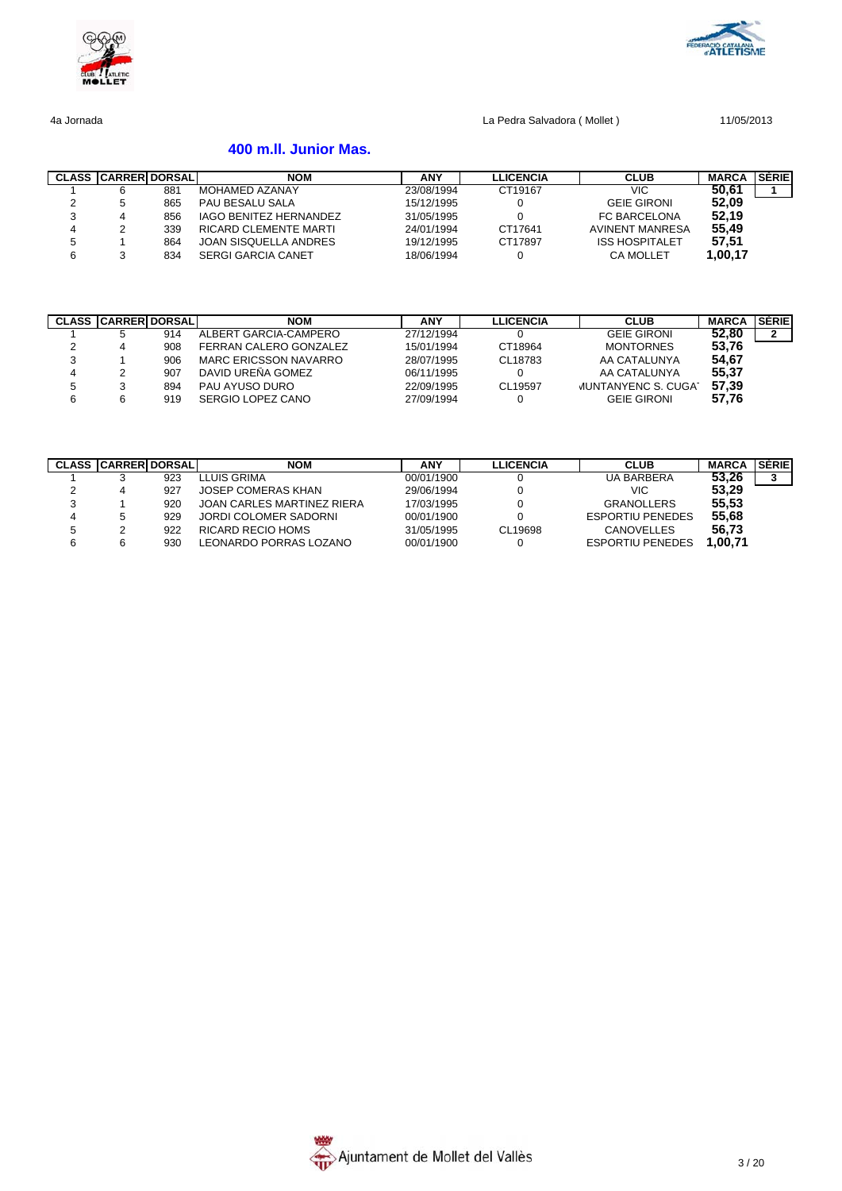4a Jornada

La Pedra Salvadora ( Mollet )

11/05/2013

## 400 m.ll. Junior Mas.

| CLASS | CARRER | DORSAL | NOM | ANY | LLICENCIA | CLUB | MARCA | SÈRIE |
|---|---|---|---|---|---|---|---|---|
| 1 | 6 | 881 | MOHAMED AZANAY | 23/08/1994 | CT19167 | VIC | **50,61** | 1 |
| 2 | 5 | 865 | PAU BESALU SALA | 15/12/1995 | 0 | GEIE GIRONI | **52,09** | |
| 3 | 4 | 856 | IAGO BENITEZ HERNANDEZ | 31/05/1995 | 0 | FC BARCELONA | **52,19** | |
| 4 | 2 | 339 | RICARD CLEMENTE MARTI | 24/01/1994 | CT17641 | AVINENT MANRESA | **55,49** | |
| 5 | 1 | 864 | JOAN SISQUELLA ANDRES | 19/12/1995 | CT17897 | ISS HOSPITALET | **57,51** | |
| 6 | 3 | 834 | SERGI GARCIA CANET | 18/06/1994 | 0 | CA MOLLET | **1,00,17** | |

| CLASS | CARRER | DORSAL | NOM | ANY | LLICENCIA | CLUB | MARCA | SÈRIE |
|---|---|---|---|---|---|---|---|---|
| 1 | 5 | 914 | ALBERT GARCIA-CAMPERO | 27/12/1994 | 0 | GEIE GIRONI | **52,80** | 2 |
| 2 | 4 | 908 | FERRAN CALERO GONZALEZ | 15/01/1994 | CT18964 | MONTORNES | **53,76** | |
| 3 | 1 | 906 | MARC ERICSSON NAVARRO | 28/07/1995 | CL18783 | AA CATALUNYA | **54,67** | |
| 4 | 2 | 907 | DAVID UREÑA GOMEZ | 06/11/1995 | 0 | AA CATALUNYA | **55,37** | |
| 5 | 3 | 894 | PAU AYUSO DURO | 22/09/1995 | CL19597 | ιUNTANYENC S. CUGA | **57,39** | |
| 6 | 6 | 919 | SERGIO LOPEZ CANO | 27/09/1994 | 0 | GEIE GIRONI | **57,76** | |

| CLASS | CARRER | DORSAL | NOM | ANY | LLICENCIA | CLUB | MARCA | SÈRIE |
|---|---|---|---|---|---|---|---|---|
| 1 | 3 | 923 | LLUIS GRIMA | 00/01/1900 | 0 | UA BARBERA | **53,26** | 3 |
| 2 | 4 | 927 | JOSEP COMERAS KHAN | 29/06/1994 | 0 | VIC | **53,29** | |
| 3 | 1 | 920 | JOAN CARLES MARTINEZ RIERA | 17/03/1995 | 0 | GRANOLLERS | **55,53** | |
| 4 | 5 | 929 | JORDI COLOMER SADORNI | 00/01/1900 | 0 | ESPORTIU PENEDES | **55,68** | |
| 5 | 2 | 922 | RICARD RECIO HOMS | 31/05/1995 | CL19698 | CANOVELLES | **56,73** | |
| 6 | 6 | 930 | LEONARDO PORRAS LOZANO | 00/01/1900 | 0 | ESPORTIU PENEDES | **1,00,71** | |

Ajuntament de Mollet del Vallès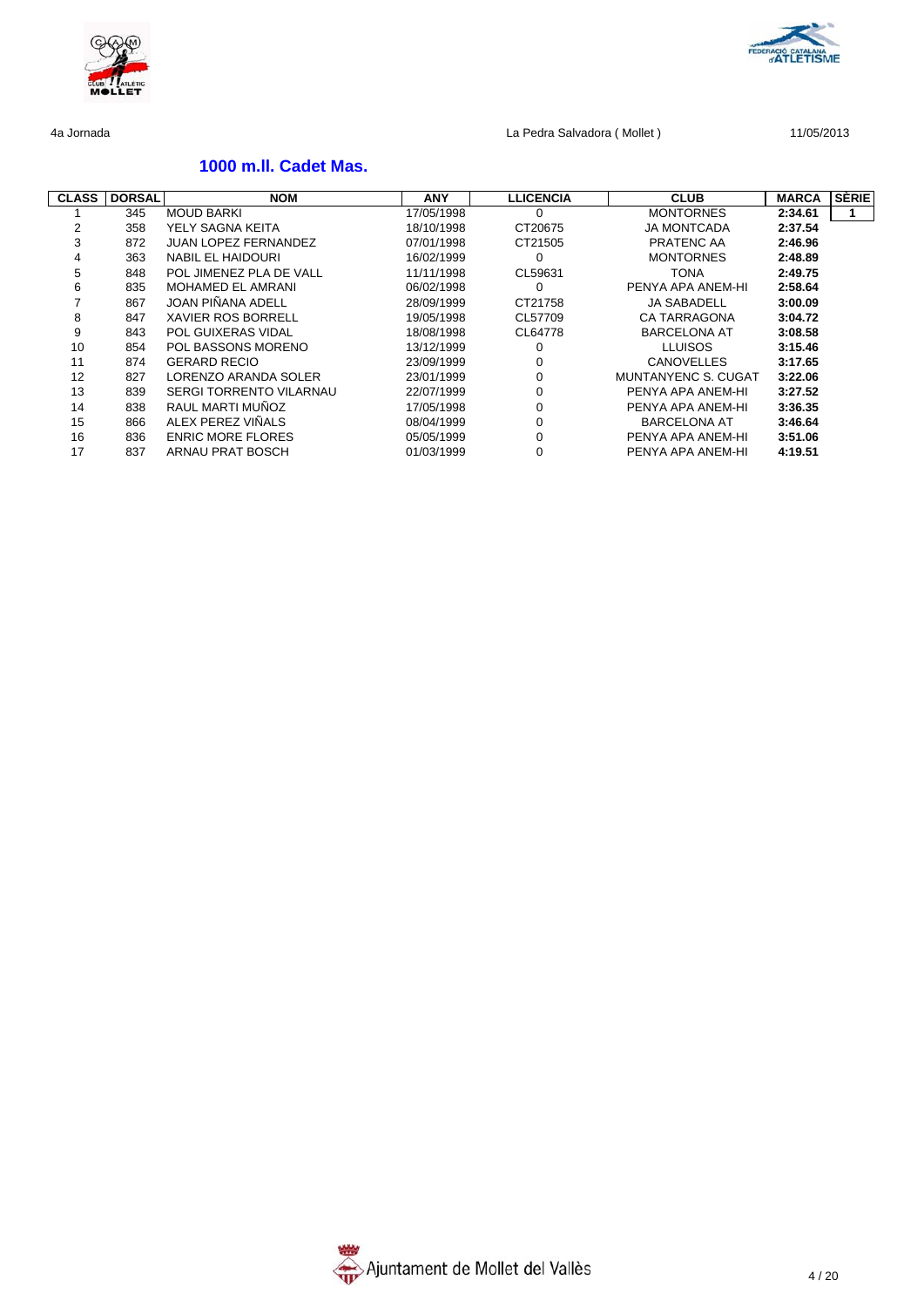4a Jornada La Pedra Salvadora ( Mollet ) 11/05/2013

## 1000 m.ll. Cadet Mas.

| CLASS | DORSAL | NOM | ANY | LLICENCIA | CLUB | MARCA | SÈRIE |
|---|---|---|---|---|---|---|---|
| 1 | 345 | MOUD BARKI | 17/05/1998 | 0 | MONTORNES | **2:34.61** | 1 |
| 2 | 358 | YELY SAGNA KEITA | 18/10/1998 | CT20675 | JA MONTCADA | **2:37.54** | |
| 3 | 872 | JUAN LOPEZ FERNANDEZ | 07/01/1998 | CT21505 | PRATENC AA | **2:46.96** | |
| 4 | 363 | NABIL EL HAIDOURI | 16/02/1999 | 0 | MONTORNES | **2:48.89** | |
| 5 | 848 | POL JIMENEZ PLA DE VALL | 11/11/1998 | CL59631 | TONA | **2:49.75** | |
| 6 | 835 | MOHAMED EL AMRANI | 06/02/1998 | 0 | PENYA APA ANEM-HI | **2:58.64** | |
| 7 | 867 | JOAN PIÑANA ADELL | 28/09/1999 | CT21758 | JA SABADELL | **3:00.09** | |
| 8 | 847 | XAVIER ROS BORRELL | 19/05/1998 | CL57709 | CA TARRAGONA | **3:04.72** | |
| 9 | 843 | POL GUIXERAS VIDAL | 18/08/1998 | CL64778 | BARCELONA AT | **3:08.58** | |
| 10 | 854 | POL BASSONS MORENO | 13/12/1999 | 0 | LLUISOS | **3:15.46** | |
| 11 | 874 | GERARD RECIO | 23/09/1999 | 0 | CANOVELLES | **3:17.65** | |
| 12 | 827 | LORENZO ARANDA SOLER | 23/01/1999 | 0 | MUNTANYENC S. CUGAT | **3:22.06** | |
| 13 | 839 | SERGI TORRENTO VILARNAU | 22/07/1999 | 0 | PENYA APA ANEM-HI | **3:27.52** | |
| 14 | 838 | RAUL MARTI MUÑOZ | 17/05/1998 | 0 | PENYA APA ANEM-HI | **3:36.35** | |
| 15 | 866 | ALEX PEREZ VIÑALS | 08/04/1999 | 0 | BARCELONA AT | **3:46.64** | |
| 16 | 836 | ENRIC MORE FLORES | 05/05/1999 | 0 | PENYA APA ANEM-HI | **3:51.06** | |
| 17 | 837 | ARNAU PRAT BOSCH | 01/03/1999 | 0 | PENYA APA ANEM-HI | **4:19.51** | |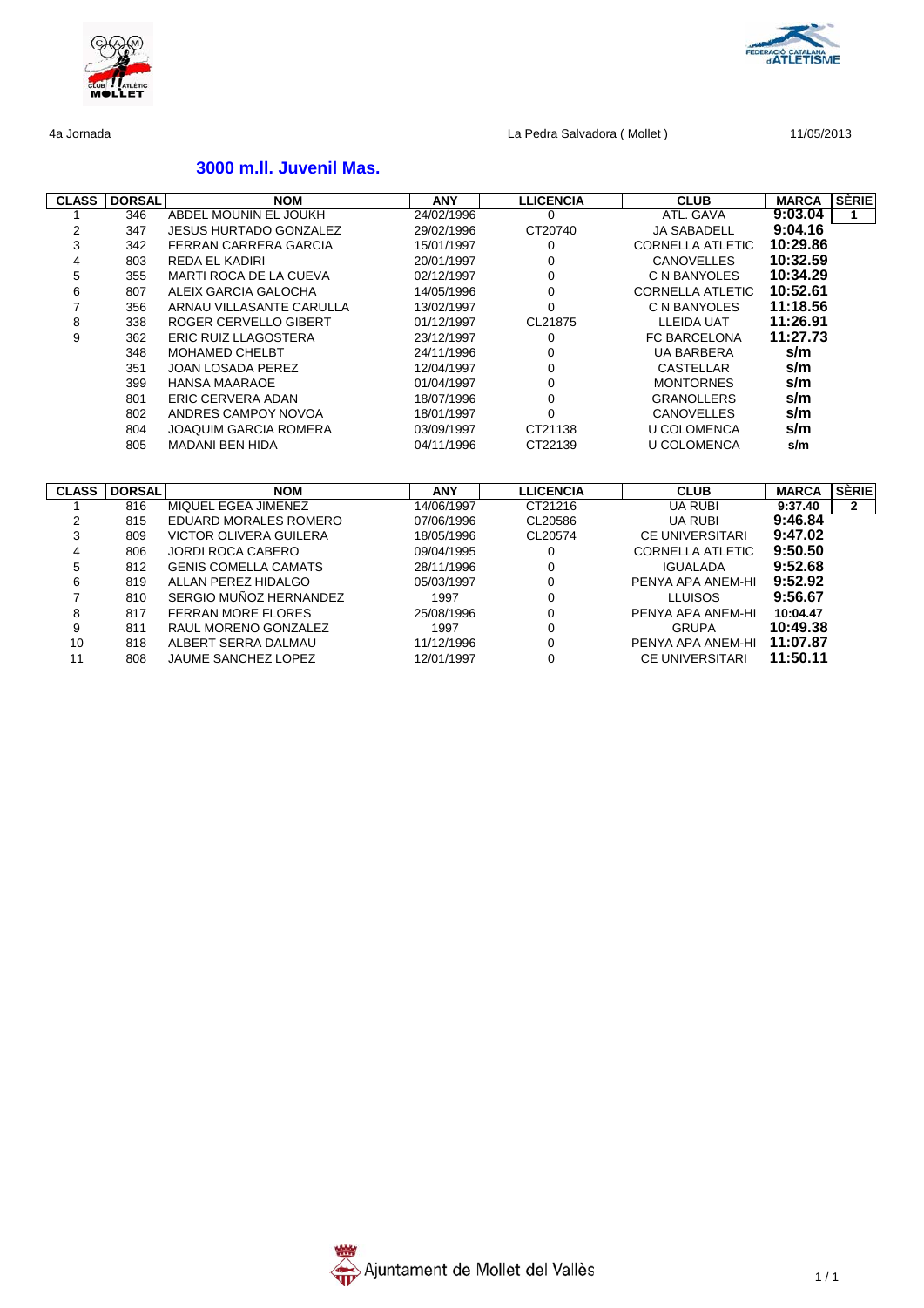4a Jornada — La Pedra Salvadora ( Mollet ) — 11/05/2013

## 3000 m.ll. Juvenil Mas.

| CLASS | DORSAL | NOM | ANY | LLICENCIA | CLUB | MARCA | SÈRIE |
|---|---|---|---|---|---|---|---|
| 1 | 346 | ABDEL MOUNIN EL JOUKH | 24/02/1996 | 0 | ATL. GAVA | 9:03.04 | 1 |
| 2 | 347 | JESUS HURTADO GONZALEZ | 29/02/1996 | CT20740 | JA SABADELL | 9:04.16 | |
| 3 | 342 | FERRAN CARRERA GARCIA | 15/01/1997 | 0 | CORNELLA ATLETIC | 10:29.86 | |
| 4 | 803 | REDA EL KADIRI | 20/01/1997 | 0 | CANOVELLES | 10:32.59 | |
| 5 | 355 | MARTI ROCA DE LA CUEVA | 02/12/1997 | 0 | C N BANYOLES | 10:34.29 | |
| 6 | 807 | ALEIX GARCIA GALOCHA | 14/05/1996 | 0 | CORNELLA ATLETIC | 10:52.61 | |
| 7 | 356 | ARNAU VILLASANTE CARULLA | 13/02/1997 | 0 | C N BANYOLES | 11:18.56 | |
| 8 | 338 | ROGER CERVELLO GIBERT | 01/12/1997 | CL21875 | LLEIDA UAT | 11:26.91 | |
| 9 | 362 | ERIC RUIZ LLAGOSTERA | 23/12/1997 | 0 | FC BARCELONA | 11:27.73 | |
| | 348 | MOHAMED CHELBT | 24/11/1996 | 0 | UA BARBERA | s/m | |
| | 351 | JOAN LOSADA PEREZ | 12/04/1997 | 0 | CASTELLAR | s/m | |
| | 399 | HANSA MAARAOE | 01/04/1997 | 0 | MONTORNES | s/m | |
| | 801 | ERIC CERVERA ADAN | 18/07/1996 | 0 | GRANOLLERS | s/m | |
| | 802 | ANDRES CAMPOY NOVOA | 18/01/1997 | 0 | CANOVELLES | s/m | |
| | 804 | JOAQUIM GARCIA ROMERA | 03/09/1997 | CT21138 | U COLOMENCA | s/m | |
| | 805 | MADANI BEN HIDA | 04/11/1996 | CT22139 | U COLOMENCA | s/m | |

| CLASS | DORSAL | NOM | ANY | LLICENCIA | CLUB | MARCA | SÈRIE |
|---|---|---|---|---|---|---|---|
| 1 | 816 | MIQUEL EGEA JIMENEZ | 14/06/1997 | CT21216 | UA RUBI | 9:37.40 | 2 |
| 2 | 815 | EDUARD MORALES ROMERO | 07/06/1996 | CL20586 | UA RUBI | 9:46.84 | |
| 3 | 809 | VICTOR OLIVERA GUILERA | 18/05/1996 | CL20574 | CE UNIVERSITARI | 9:47.02 | |
| 4 | 806 | JORDI ROCA CABERO | 09/04/1995 | 0 | CORNELLA ATLETIC | 9:50.50 | |
| 5 | 812 | GENIS COMELLA CAMATS | 28/11/1996 | 0 | IGUALADA | 9:52.68 | |
| 6 | 819 | ALLAN PEREZ HIDALGO | 05/03/1997 | 0 | PENYA APA ANEM-HI | 9:52.92 | |
| 7 | 810 | SERGIO MUÑOZ HERNANDEZ | 1997 | 0 | LLUISOS | 9:56.67 | |
| 8 | 817 | FERRAN MORE FLORES | 25/08/1996 | 0 | PENYA APA ANEM-HI | 10:04.47 | |
| 9 | 811 | RAUL MORENO GONZALEZ | 1997 | 0 | GRUPA | 10:49.38 | |
| 10 | 818 | ALBERT SERRA DALMAU | 11/12/1996 | 0 | PENYA APA ANEM-HI | 11:07.87 | |
| 11 | 808 | JAUME SANCHEZ LOPEZ | 12/01/1997 | 0 | CE UNIVERSITARI | 11:50.11 | |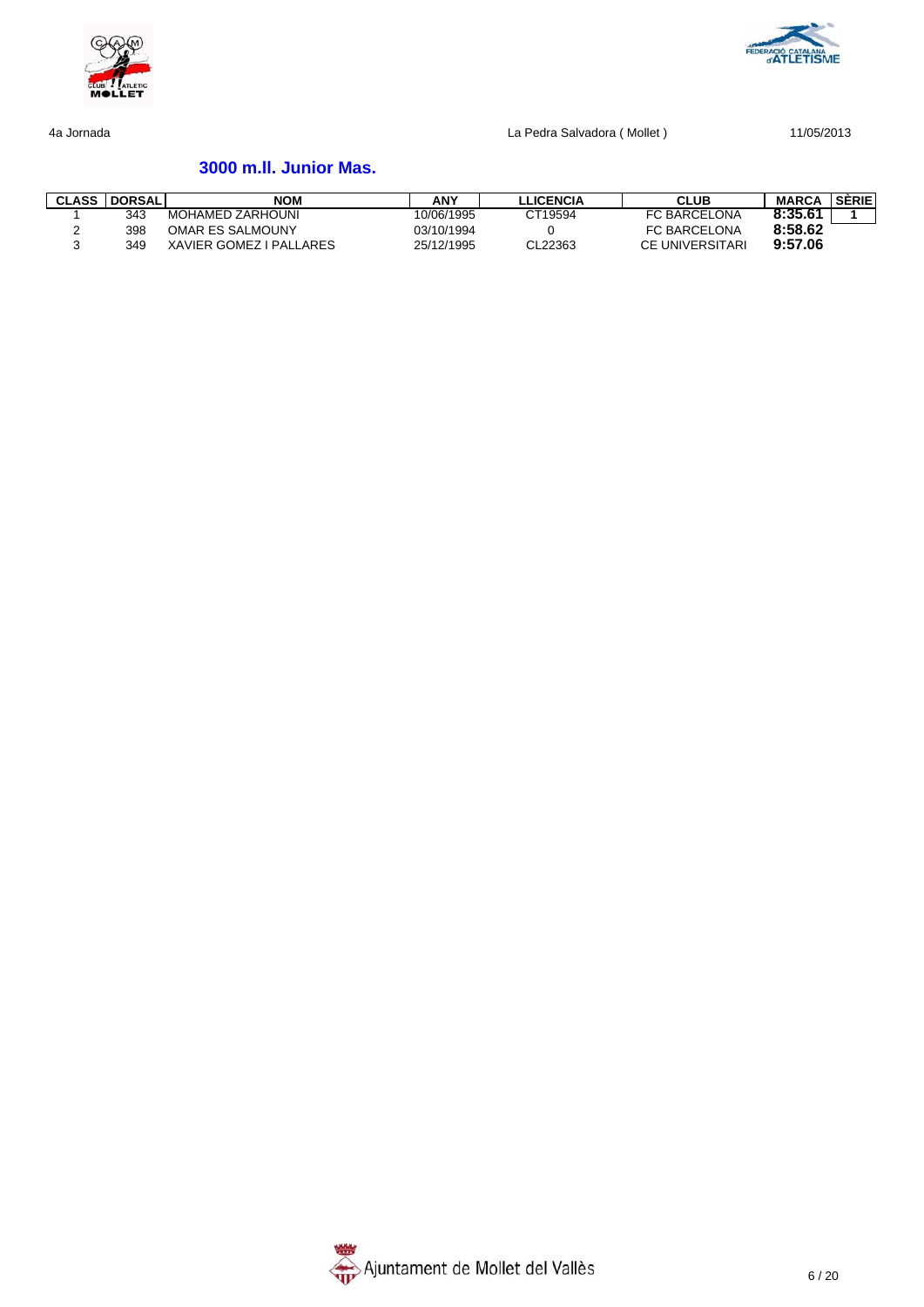4a Jornada La Pedra Salvadora ( Mollet ) 11/05/2013

### 3000 m.ll. Junior Mas.

| CLASS | DORSAL | NOM | ANY | LLICENCIA | CLUB | MARCA | SÈRIE |
|---|---|---|---|---|---|---|---|
| 1 | 343 | MOHAMED ZARHOUNI | 10/06/1995 | CT19594 | FC BARCELONA | **8:35.61** | **1** |
| 2 | 398 | OMAR ES SALMOUNY | 03/10/1994 | 0 | FC BARCELONA | **8:58.62** | |
| 3 | 349 | XAVIER GOMEZ I PALLARES | 25/12/1995 | CL22363 | CE UNIVERSITARI | **9:57.06** | |

Ajuntament de Mollet del Vallès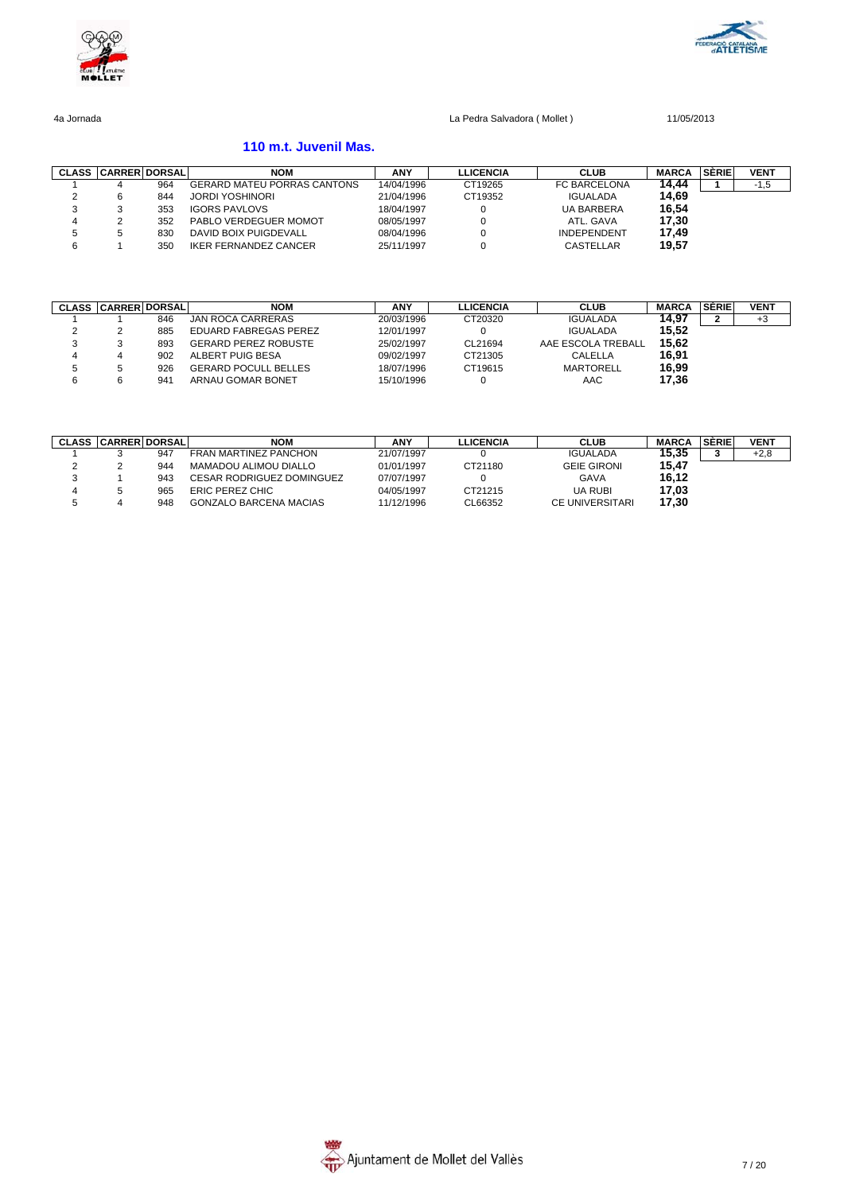4a Jornada La Pedra Salvadora ( Mollet ) 11/05/2013

### 110 m.t. Juvenil Mas.

| CLASS | CARRER | DORSAL | NOM | ANY | LLICENCIA | CLUB | MARCA | SÈRIE | VENT |
|---|---|---|---|---|---|---|---|---|---|
| 1 | 4 | 964 | GERARD MATEU PORRAS CANTONS | 14/04/1996 | CT19265 | FC BARCELONA | 14,44 | 1 | -1,5 |
| 2 | 6 | 844 | JORDI YOSHINORI | 21/04/1996 | CT19352 | IGUALADA | 14,69 | | |
| 3 | 3 | 353 | IGORS PAVLOVS | 18/04/1997 | 0 | UA BARBERA | 16,54 | | |
| 4 | 2 | 352 | PABLO VERDEGUER MOMOT | 08/05/1997 | 0 | ATL. GAVA | 17,30 | | |
| 5 | 5 | 830 | DAVID BOIX PUIGDEVALL | 08/04/1996 | 0 | INDEPENDENT | 17,49 | | |
| 6 | 1 | 350 | IKER FERNANDEZ CANCER | 25/11/1997 | 0 | CASTELLAR | 19,57 | | |

| CLASS | CARRER | DORSAL | NOM | ANY | LLICENCIA | CLUB | MARCA | SÈRIE | VENT |
|---|---|---|---|---|---|---|---|---|---|
| 1 | 1 | 846 | JAN ROCA CARRERAS | 20/03/1996 | CT20320 | IGUALADA | 14,97 | 2 | +3 |
| 2 | 2 | 885 | EDUARD FABREGAS PEREZ | 12/01/1997 | 0 | IGUALADA | 15,52 | | |
| 3 | 3 | 893 | GERARD PEREZ ROBUSTE | 25/02/1997 | CL21694 | AAE ESCOLA TREBALL | 15,62 | | |
| 4 | 4 | 902 | ALBERT PUIG BESA | 09/02/1997 | CT21305 | CALELLA | 16,91 | | |
| 5 | 5 | 926 | GERARD POCULL BELLES | 18/07/1996 | CT19615 | MARTORELL | 16,99 | | |
| 6 | 6 | 941 | ARNAU GOMAR BONET | 15/10/1996 | 0 | AAC | 17,36 | | |

| CLASS | CARRER | DORSAL | NOM | ANY | LLICENCIA | CLUB | MARCA | SÈRIE | VENT |
|---|---|---|---|---|---|---|---|---|---|
| 1 | 3 | 947 | FRAN MARTINEZ PANCHON | 21/07/1997 | 0 | IGUALADA | 15,35 | 3 | +2,8 |
| 2 | 2 | 944 | MAMADOU ALIMOU DIALLO | 01/01/1997 | CT21180 | GEIE GIRONI | 15,47 | | |
| 3 | 1 | 943 | CESAR RODRIGUEZ DOMINGUEZ | 07/07/1997 | 0 | GAVA | 16,12 | | |
| 4 | 5 | 965 | ERIC PEREZ CHIC | 04/05/1997 | CT21215 | UA RUBI | 17,03 | | |
| 5 | 4 | 948 | GONZALO BARCENA MACIAS | 11/12/1996 | CL66352 | CE UNIVERSITARI | 17,30 | | |

Ajuntament de Mollet del Vallès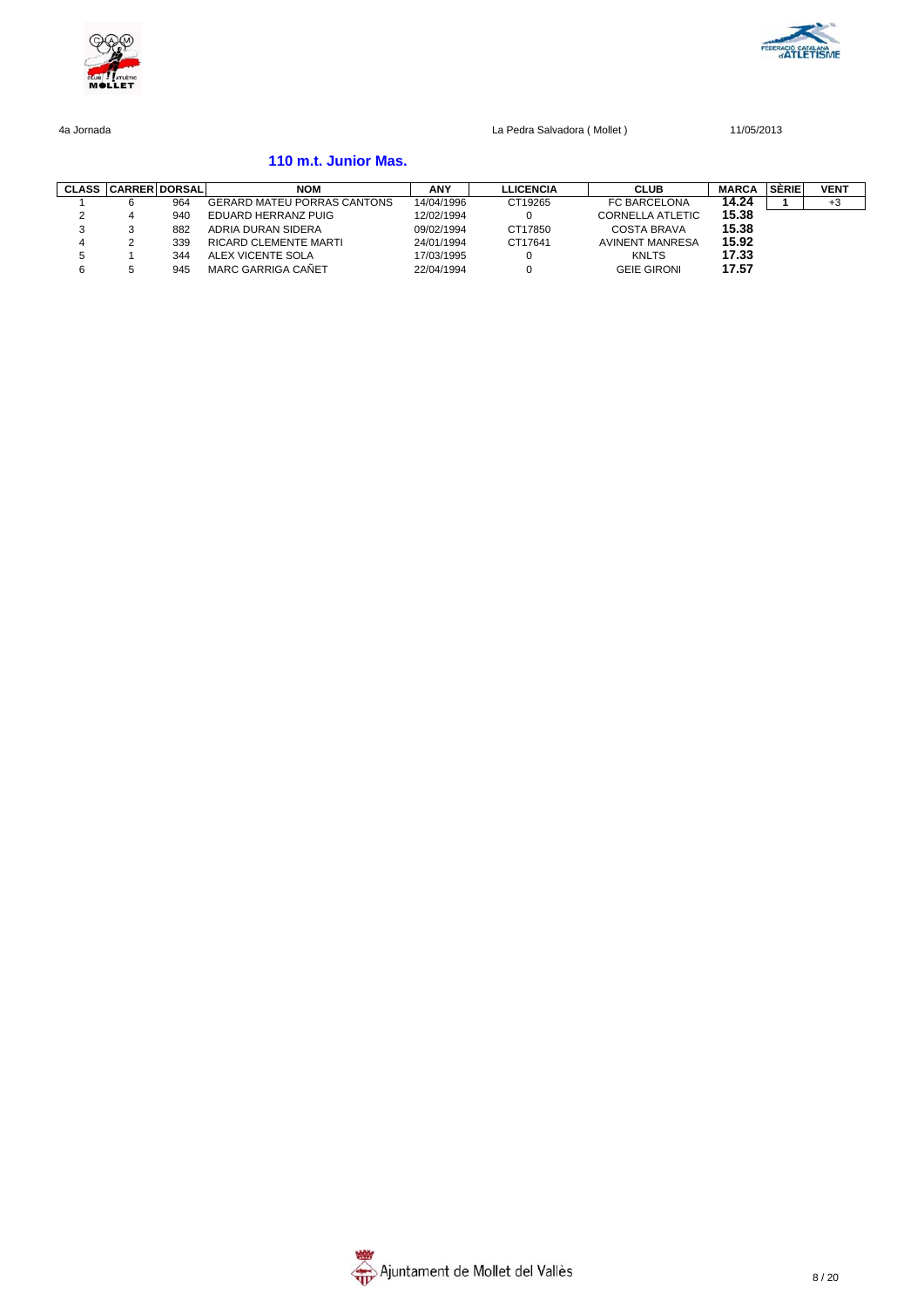4a Jornada La Pedra Salvadora ( Mollet ) 11/05/2013

## 110 m.t. Junior Mas.

| CLASS | CARRER | DORSAL | NOM | ANY | LLICENCIA | CLUB | MARCA | SÈRIE | VENT |
|---|---|---|---|---|---|---|---|---|---|
| 1 | 6 | 964 | GERARD MATEU PORRAS CANTONS | 14/04/1996 | CT19265 | FC BARCELONA | 14.24 | 1 | +3 |
| 2 | 4 | 940 | EDUARD HERRANZ PUIG | 12/02/1994 | 0 | CORNELLA ATLETIC | 15.38 | | |
| 3 | 3 | 882 | ADRIA DURAN SIDERA | 09/02/1994 | CT17850 | COSTA BRAVA | 15.38 | | |
| 4 | 2 | 339 | RICARD CLEMENTE MARTI | 24/01/1994 | CT17641 | AVINENT MANRESA | 15.92 | | |
| 5 | 1 | 344 | ALEX VICENTE SOLA | 17/03/1995 | 0 | KNLTS | 17.33 | | |
| 6 | 5 | 945 | MARC GARRIGA CAÑET | 22/04/1994 | 0 | GEIE GIRONI | 17.57 | | |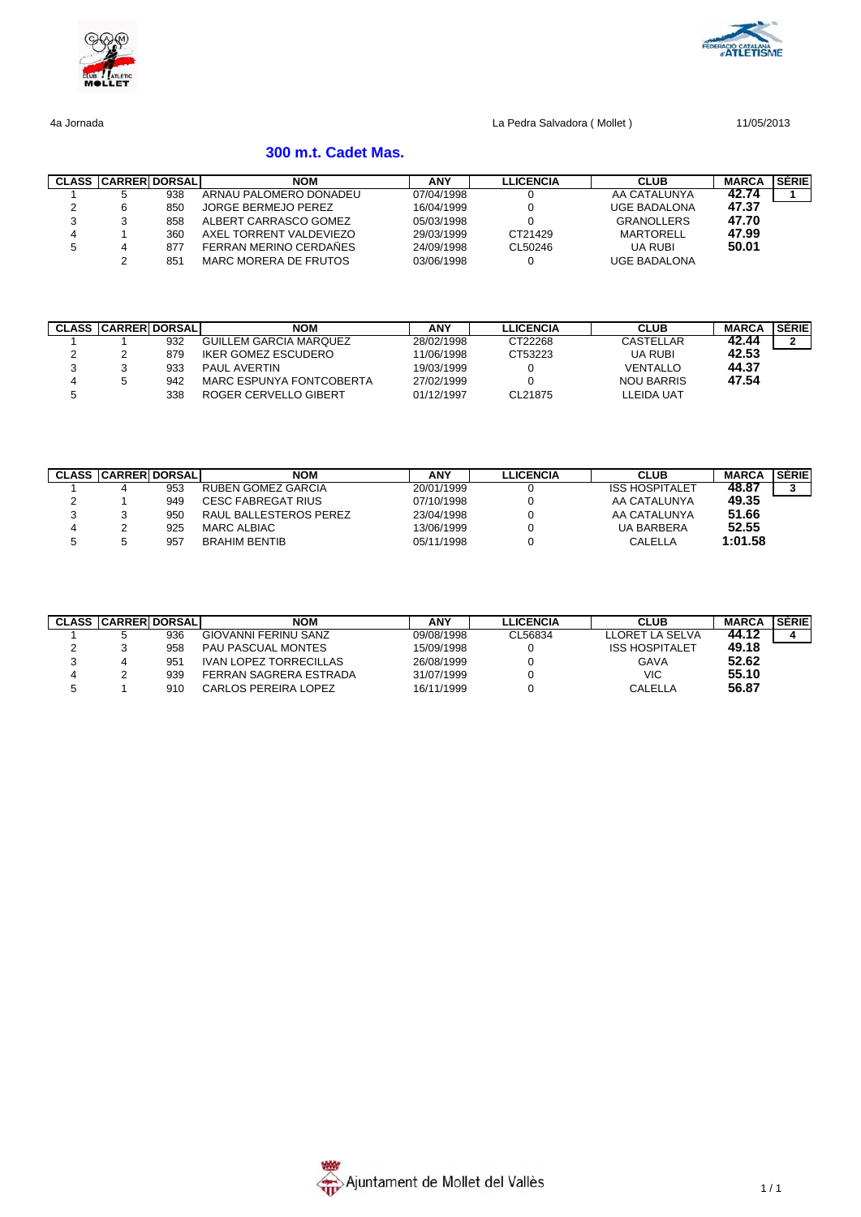4a Jornada | La Pedra Salvadora ( Mollet ) | 11/05/2013

## 300 m.t. Cadet Mas.

| CLASS | CARRER | DORSAL | NOM | ANY | LLICENCIA | CLUB | MARCA | SÈRIE |
|---|---|---|---|---|---|---|---|---|
| 1 | 5 | 938 | ARNAU PALOMERO DONADEU | 07/04/1998 | 0 | AA CATALUNYA | 42.74 | 1 |
| 2 | 6 | 850 | JORGE BERMEJO PEREZ | 16/04/1999 | 0 | UGE BADALONA | 47.37 | |
| 3 | 3 | 858 | ALBERT CARRASCO GOMEZ | 05/03/1998 | 0 | GRANOLLERS | 47.70 | |
| 4 | 1 | 360 | AXEL TORRENT VALDEVIEZO | 29/03/1999 | CT21429 | MARTORELL | 47.99 | |
| 5 | 4 | 877 | FERRAN MERINO CERDAÑES | 24/09/1998 | CL50246 | UA RUBI | 50.01 | |
| | 2 | 851 | MARC MORERA DE FRUTOS | 03/06/1998 | 0 | UGE BADALONA | | |

| CLASS | CARRER | DORSAL | NOM | ANY | LLICENCIA | CLUB | MARCA | SÈRIE |
|---|---|---|---|---|---|---|---|---|
| 1 | 1 | 932 | GUILLEM GARCIA MARQUEZ | 28/02/1998 | CT22268 | CASTELLAR | 42.44 | 2 |
| 2 | 2 | 879 | IKER GOMEZ ESCUDERO | 11/06/1998 | CT53223 | UA RUBI | 42.53 | |
| 3 | 3 | 933 | PAUL AVERTIN | 19/03/1999 | 0 | VENTALLO | 44.37 | |
| 4 | 5 | 942 | MARC ESPUNYA FONTCOBERTA | 27/02/1999 | 0 | NOU BARRIS | 47.54 | |
| 5 | | 338 | ROGER CERVELLO GIBERT | 01/12/1997 | CL21875 | LLEIDA UAT | | |

| CLASS | CARRER | DORSAL | NOM | ANY | LLICENCIA | CLUB | MARCA | SÈRIE |
|---|---|---|---|---|---|---|---|---|
| 1 | 4 | 953 | RUBEN GOMEZ GARCIA | 20/01/1999 | 0 | ISS HOSPITALET | 48.87 | 3 |
| 2 | 1 | 949 | CESC FABREGAT RIUS | 07/10/1998 | 0 | AA CATALUNYA | 49.35 | |
| 3 | 3 | 950 | RAUL BALLESTEROS PEREZ | 23/04/1998 | 0 | AA CATALUNYA | 51.66 | |
| 4 | 2 | 925 | MARC ALBIAC | 13/06/1999 | 0 | UA BARBERA | 52.55 | |
| 5 | 5 | 957 | BRAHIM BENTIB | 05/11/1998 | 0 | CALELLA | 1:01.58 | |

| CLASS | CARRER | DORSAL | NOM | ANY | LLICENCIA | CLUB | MARCA | SÈRIE |
|---|---|---|---|---|---|---|---|---|
| 1 | 5 | 936 | GIOVANNI FERINU SANZ | 09/08/1998 | CL56834 | LLORET LA SELVA | 44.12 | 4 |
| 2 | 3 | 958 | PAU PASCUAL MONTES | 15/09/1998 | 0 | ISS HOSPITALET | 49.18 | |
| 3 | 4 | 951 | IVAN LOPEZ TORRECILLAS | 26/08/1999 | 0 | GAVA | 52.62 | |
| 4 | 2 | 939 | FERRAN SAGRERA ESTRADA | 31/07/1999 | 0 | VIC | 55.10 | |
| 5 | 1 | 910 | CARLOS PEREIRA LOPEZ | 16/11/1999 | 0 | CALELLA | 56.87 | |

Ajuntament de Mollet del Vallès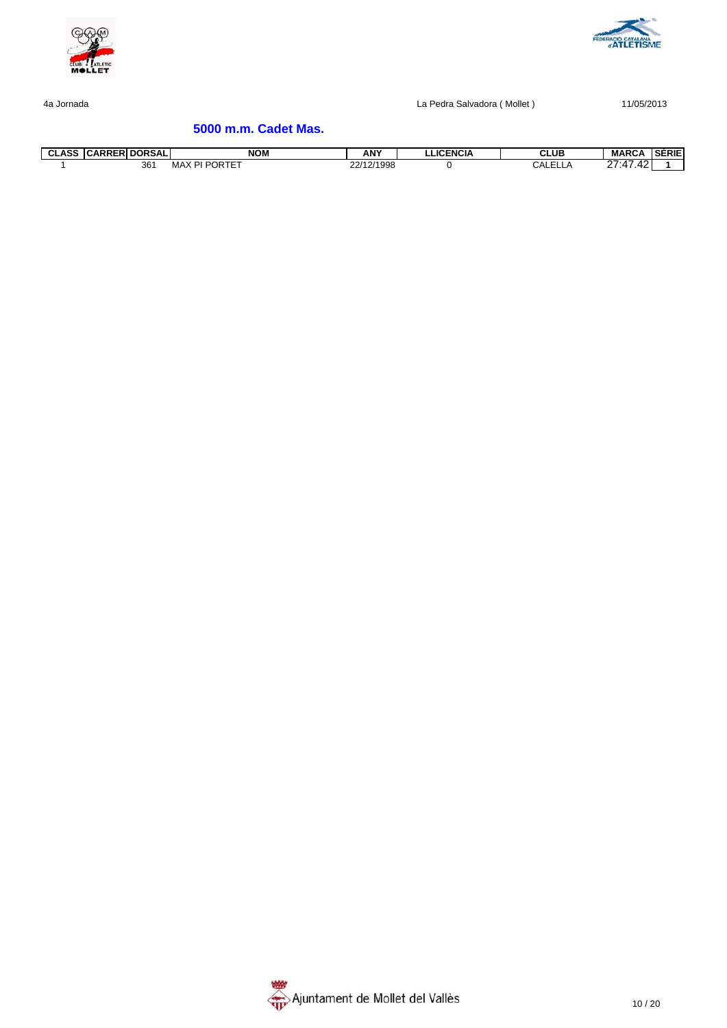4a Jornada　　La Pedra Salvadora ( Mollet )　　11/05/2013

## 5000 m.m. Cadet Mas.

| CLASS | CARRER | DORSAL | NOM | ANY | LLICENCIA | CLUB | MARCA | SÈRIE |
|---|---|---|---|---|---|---|---|---|
| 1 | | 361 | MAX PI PORTET | 22/12/1998 | 0 | CALELLA | 27:47.42 | 1 |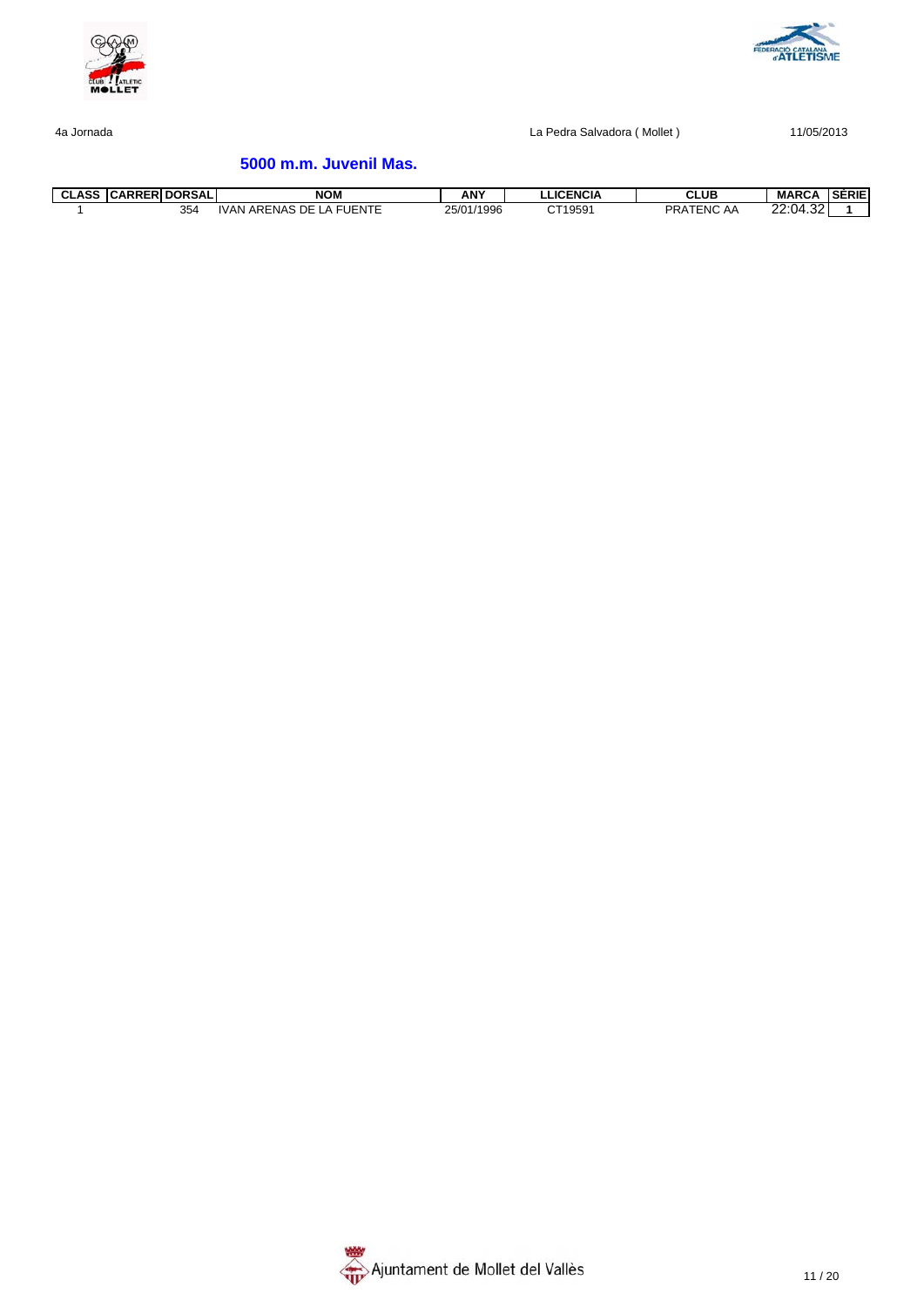4a Jornada La Pedra Salvadora ( Mollet ) 11/05/2013

## 5000 m.m. Juvenil Mas.

| CLASS | CARRER | DORSAL | NOM | ANY | LLICENCIA | CLUB | MARCA | SÈRIE |
|---|---|---|---|---|---|---|---|---|
| 1 | | 354 | IVAN ARENAS DE LA FUENTE | 25/01/1996 | CT19591 | PRATENC AA | 22:04.32 | 1 |

Ajuntament de Mollet del Vallès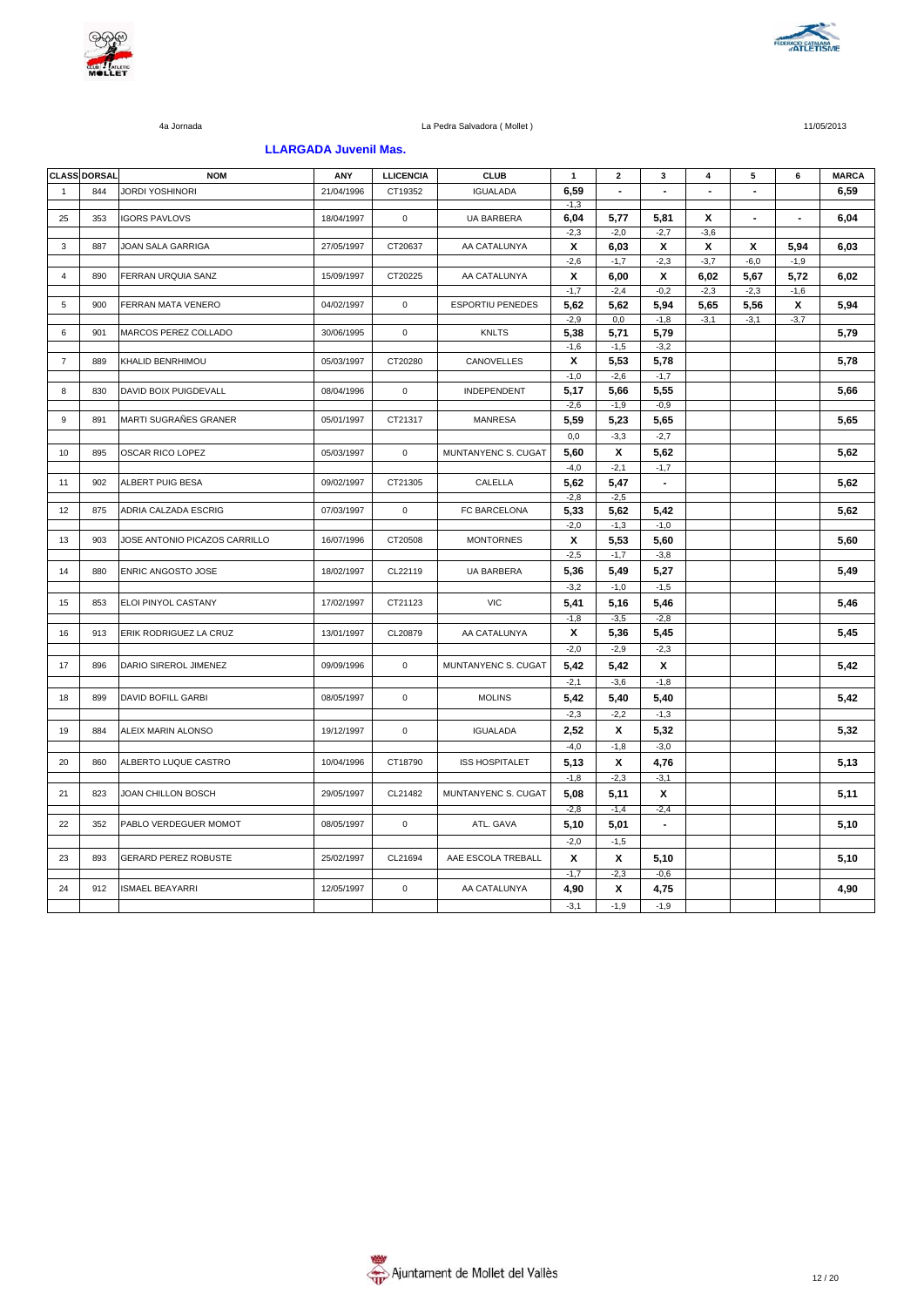4a Jornada — La Pedra Salvadora ( Mollet ) — 11/05/2013

## LLARGADA Juvenil Mas.

| CLASS | DORSAL | NOM | ANY | LLICENCIA | CLUB | 1 | 2 | 3 | 4 | 5 | 6 | MARCA |
|---|---|---|---|---|---|---|---|---|---|---|---|---|
| 1 | 844 | JORDI YOSHINORI | 21/04/1996 | CT19352 | IGUALADA | 6,59 | - | - | - | - | | 6,59 |
| | | | | | | -1,3 | | | | | | |
| 25 | 353 | IGORS PAVLOVS | 18/04/1997 | 0 | UA BARBERA | 6,04 | 5,77 | 5,81 | X | - | - | 6,04 |
| | | | | | | -2,3 | -2,0 | -2,7 | -3,6 | | | |
| 3 | 887 | JOAN SALA GARRIGA | 27/05/1997 | CT20637 | AA CATALUNYA | X | 6,03 | X | X | X | 5,94 | 6,03 |
| | | | | | | -2,6 | -1,7 | -2,3 | -3,7 | -6,0 | -1,9 | |
| 4 | 890 | FERRAN URQUIA SANZ | 15/09/1997 | CT20225 | AA CATALUNYA | X | 6,00 | X | 6,02 | 5,67 | 5,72 | 6,02 |
| | | | | | | -1,7 | -2,4 | -0,2 | -2,3 | -2,3 | -1,6 | |
| 5 | 900 | FERRAN MATA VENERO | 04/02/1997 | 0 | ESPORTIU PENEDES | 5,62 | 5,62 | 5,94 | 5,65 | 5,56 | X | 5,94 |
| | | | | | | -2,9 | 0,0 | -1,8 | -3,1 | -3,1 | -3,7 | |
| 6 | 901 | MARCOS PEREZ COLLADO | 30/06/1995 | 0 | KNLTS | 5,38 | 5,71 | 5,79 | | | | 5,79 |
| | | | | | | -1,6 | -1,5 | -3,2 | | | | |
| 7 | 889 | KHALID BENRHIMOU | 05/03/1997 | CT20280 | CANOVELLES | X | 5,53 | 5,78 | | | | 5,78 |
| | | | | | | -1,0 | -2,6 | -1,7 | | | | |
| 8 | 830 | DAVID BOIX PUIGDEVALL | 08/04/1996 | 0 | INDEPENDENT | 5,17 | 5,66 | 5,55 | | | | 5,66 |
| | | | | | | -2,6 | -1,9 | -0,9 | | | | |
| 9 | 891 | MARTI SUGRAÑES GRANER | 05/01/1997 | CT21317 | MANRESA | 5,59 | 5,23 | 5,65 | | | | 5,65 |
| | | | | | | 0,0 | -3,3 | -2,7 | | | | |
| 10 | 895 | OSCAR RICO LOPEZ | 05/03/1997 | 0 | MUNTANYENC S. CUGAT | 5,60 | X | 5,62 | | | | 5,62 |
| | | | | | | -4,0 | -2,1 | -1,7 | | | | |
| 11 | 902 | ALBERT PUIG BESA | 09/02/1997 | CT21305 | CALELLA | 5,62 | 5,47 | - | | | | 5,62 |
| | | | | | | -2,8 | -2,5 | | | | | |
| 12 | 875 | ADRIA CALZADA ESCRIG | 07/03/1997 | 0 | FC BARCELONA | 5,33 | 5,62 | 5,42 | | | | 5,62 |
| | | | | | | -2,0 | -1,3 | -1,0 | | | | |
| 13 | 903 | JOSE ANTONIO PICAZOS CARRILLO | 16/07/1996 | CT20508 | MONTORNES | X | 5,53 | 5,60 | | | | 5,60 |
| | | | | | | -2,5 | -1,7 | -3,8 | | | | |
| 14 | 880 | ENRIC ANGOSTO JOSE | 18/02/1997 | CL22119 | UA BARBERA | 5,36 | 5,49 | 5,27 | | | | 5,49 |
| | | | | | | -3,2 | -1,0 | -1,5 | | | | |
| 15 | 853 | ELOI PINYOL CASTANY | 17/02/1997 | CT21123 | VIC | 5,41 | 5,16 | 5,46 | | | | 5,46 |
| | | | | | | -1,8 | -3,5 | -2,8 | | | | |
| 16 | 913 | ERIK RODRIGUEZ LA CRUZ | 13/01/1997 | CL20879 | AA CATALUNYA | X | 5,36 | 5,45 | | | | 5,45 |
| | | | | | | -2,0 | -2,9 | -2,3 | | | | |
| 17 | 896 | DARIO SIREROL JIMENEZ | 09/09/1996 | 0 | MUNTANYENC S. CUGAT | 5,42 | 5,42 | X | | | | 5,42 |
| | | | | | | -2,1 | -3,6 | -1,8 | | | | |
| 18 | 899 | DAVID BOFILL GARBI | 08/05/1997 | 0 | MOLINS | 5,42 | 5,40 | 5,40 | | | | 5,42 |
| | | | | | | -2,3 | -2,2 | -1,3 | | | | |
| 19 | 884 | ALEIX MARIN ALONSO | 19/12/1997 | 0 | IGUALADA | 2,52 | X | 5,32 | | | | 5,32 |
| | | | | | | -4,0 | -1,8 | -3,0 | | | | |
| 20 | 860 | ALBERTO LUQUE CASTRO | 10/04/1996 | CT18790 | ISS HOSPITALET | 5,13 | X | 4,76 | | | | 5,13 |
| | | | | | | -1,8 | -2,3 | -3,1 | | | | |
| 21 | 823 | JOAN CHILLON BOSCH | 29/05/1997 | CL21482 | MUNTANYENC S. CUGAT | 5,08 | 5,11 | X | | | | 5,11 |
| | | | | | | -2,8 | -1,4 | -2,4 | | | | |
| 22 | 352 | PABLO VERDEGUER MOMOT | 08/05/1997 | 0 | ATL. GAVA | 5,10 | 5,01 | - | | | | 5,10 |
| | | | | | | -2,0 | -1,5 | | | | | |
| 23 | 893 | GERARD PEREZ ROBUSTE | 25/02/1997 | CL21694 | AAE ESCOLA TREBALL | X | X | 5,10 | | | | 5,10 |
| | | | | | | -1,7 | -2,3 | -0,6 | | | | |
| 24 | 912 | ISMAEL BEAYARRI | 12/05/1997 | 0 | AA CATALUNYA | 4,90 | X | 4,75 | | | | 4,90 |
| | | | | | | -3,1 | -1,9 | -1,9 | | | | |

Ajuntament de Mollet del Vallès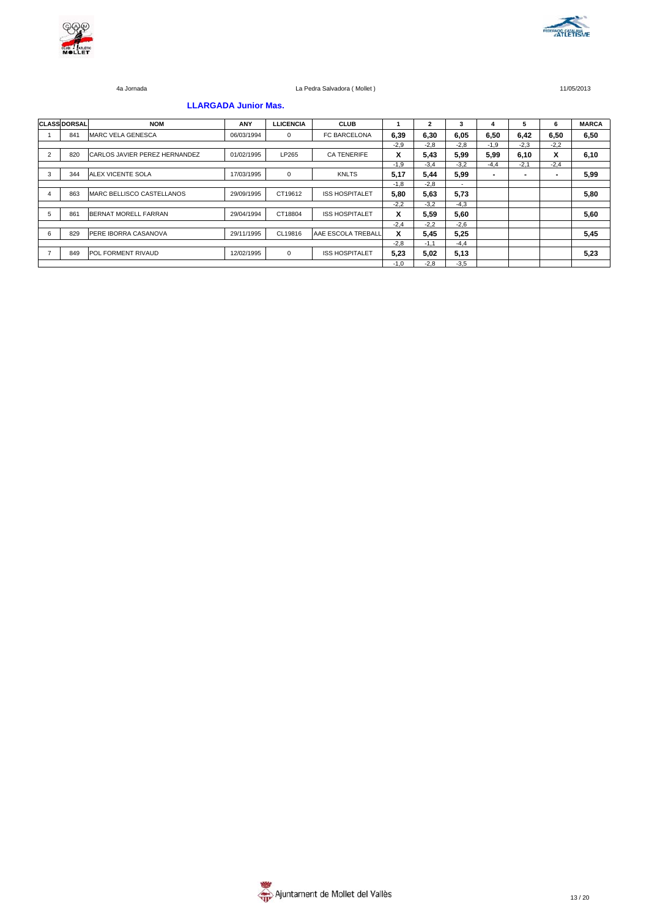4a Jornada | La Pedra Salvadora ( Mollet ) | 11/05/2013

### LLARGADA Junior Mas.

| CLASS | DORSAL | NOM | ANY | LLICENCIA | CLUB | 1 | 2 | 3 | 4 | 5 | 6 | MARCA |
|---|---|---|---|---|---|---|---|---|---|---|---|---|
| 1 | 841 | MARC VELA GENESCA | 06/03/1994 | 0 | FC BARCELONA | 6,39 | 6,30 | 6,05 | 6,50 | 6,42 | 6,50 | 6,50 |
| | | | | | | -2,9 | -2,8 | -2,8 | -1,9 | -2,3 | -2,2 | |
| 2 | 820 | CARLOS JAVIER PEREZ HERNANDEZ | 01/02/1995 | LP265 | CA TENERIFE | X | 5,43 | 5,99 | 5,99 | 6,10 | X | 6,10 |
| | | | | | | -1,9 | -3,4 | -3,2 | -4,4 | -2,1 | -2,4 | |
| 3 | 344 | ALEX VICENTE SOLA | 17/03/1995 | 0 | KNLTS | 5,17 | 5,44 | 5,99 | - | - | - | 5,99 |
| | | | | | | -1,8 | -2,8 | - | | | | |
| 4 | 863 | MARC BELLISCO CASTELLANOS | 29/09/1995 | CT19612 | ISS HOSPITALET | 5,80 | 5,63 | 5,73 | | | | 5,80 |
| | | | | | | -2,2 | -3,2 | -4,3 | | | | |
| 5 | 861 | BERNAT MORELL FARRAN | 29/04/1994 | CT18804 | ISS HOSPITALET | X | 5,59 | 5,60 | | | | 5,60 |
| | | | | | | -2,4 | -2,2 | -2,6 | | | | |
| 6 | 829 | PERE IBORRA CASANOVA | 29/11/1995 | CL19816 | AAE ESCOLA TREBALL | X | 5,45 | 5,25 | | | | 5,45 |
| | | | | | | -2,8 | -1,1 | -4,4 | | | | |
| 7 | 849 | POL FORMENT RIVAUD | 12/02/1995 | 0 | ISS HOSPITALET | 5,23 | 5,02 | 5,13 | | | | 5,23 |
| | | | | | | -1,0 | -2,8 | -3,5 | | | | |

Ajuntament de Mollet del Vallès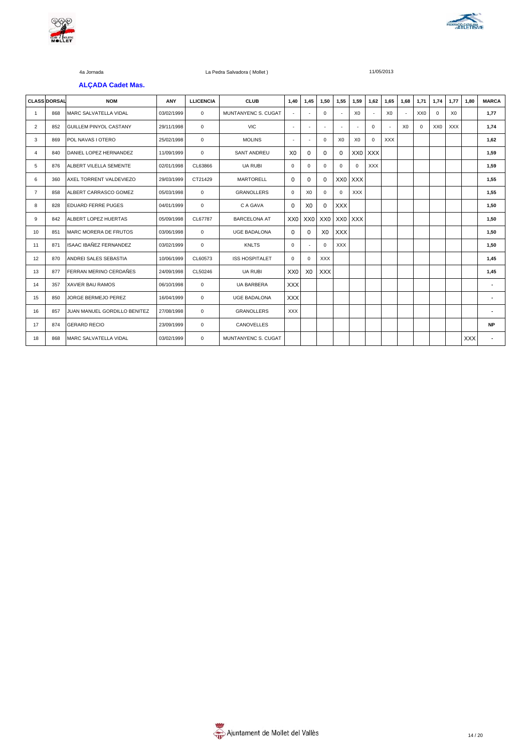4a Jornada La Pedra Salvadora ( Mollet ) 11/05/2013

### ALÇADA Cadet Mas.

| CLASS | DORSAL | NOM | ANY | LLICENCIA | CLUB | 1,40 | 1,45 | 1,50 | 1,55 | 1,59 | 1,62 | 1,65 | 1,68 | 1,71 | 1,74 | 1,77 | 1,80 | MARCA |
|---|---|---|---|---|---|---|---|---|---|---|---|---|---|---|---|---|---|---|
| 1 | 868 | MARC SALVATELLA VIDAL | 03/02/1999 | 0 | MUNTANYENC S. CUGAT | - | - | 0 | - | X0 | - | X0 | - | XX0 | 0 | X0 | | 1,77 |
| 2 | 852 | GUILLEM PINYOL CASTANY | 29/11/1998 | 0 | VIC | - | - | - | - | - | 0 | - | X0 | 0 | XX0 | XXX | | 1,74 |
| 3 | 869 | POL NAVAS I OTERO | 25/02/1998 | 0 | MOLINS | - | - | 0 | X0 | X0 | 0 | XXX | | | | | | 1,62 |
| 4 | 840 | DANIEL LOPEZ HERNANDEZ | 11/09/1999 | 0 | SANT ANDREU | X0 | 0 | 0 | 0 | XX0 | XXX | | | | | | | 1,59 |
| 5 | 876 | ALBERT VILELLA SEMENTE | 02/01/1998 | CL63866 | UA RUBI | 0 | 0 | 0 | 0 | 0 | XXX | | | | | | | 1,59 |
| 6 | 360 | AXEL TORRENT VALDEVIEZO | 29/03/1999 | CT21429 | MARTORELL | 0 | 0 | 0 | XX0 | XXX | | | | | | | | 1,55 |
| 7 | 858 | ALBERT CARRASCO GOMEZ | 05/03/1998 | 0 | GRANOLLERS | 0 | X0 | 0 | 0 | XXX | | | | | | | | 1,55 |
| 8 | 828 | EDUARD FERRE PUGES | 04/01/1999 | 0 | C A GAVA | 0 | X0 | 0 | XXX | | | | | | | | | 1,50 |
| 9 | 842 | ALBERT LOPEZ HUERTAS | 05/09/1998 | CL67787 | BARCELONA AT | XX0 | XX0 | XX0 | XX0 | XXX | | | | | | | | 1,50 |
| 10 | 851 | MARC MORERA DE FRUTOS | 03/06/1998 | 0 | UGE BADALONA | 0 | 0 | X0 | XXX | | | | | | | | | 1,50 |
| 11 | 871 | ISAAC IBAÑEZ FERNANDEZ | 03/02/1999 | 0 | KNLTS | 0 | - | 0 | XXX | | | | | | | | | 1,50 |
| 12 | 870 | ANDREI SALES SEBASTIA | 10/06/1999 | CL60573 | ISS HOSPITALET | 0 | 0 | XXX | | | | | | | | | | 1,45 |
| 13 | 877 | FERRAN MERINO CERDAÑES | 24/09/1998 | CL50246 | UA RUBI | XX0 | X0 | XXX | | | | | | | | | | 1,45 |
| 14 | 357 | XAVIER BAU RAMOS | 06/10/1998 | 0 | UA BARBERA | XXX | | | | | | | | | | | | - |
| 15 | 850 | JORGE BERMEJO PEREZ | 16/04/1999 | 0 | UGE BADALONA | XXX | | | | | | | | | | | | - |
| 16 | 857 | JUAN MANUEL GORDILLO BENITEZ | 27/08/1998 | 0 | GRANOLLERS | XXX | | | | | | | | | | | | - |
| 17 | 874 | GERARD RECIO | 23/09/1999 | 0 | CANOVELLES | | | | | | | | | | | | | NP |
| 18 | 868 | MARC SALVATELLA VIDAL | 03/02/1999 | 0 | MUNTANYENC S. CUGAT | | | | | | | | | | | | XXX | - |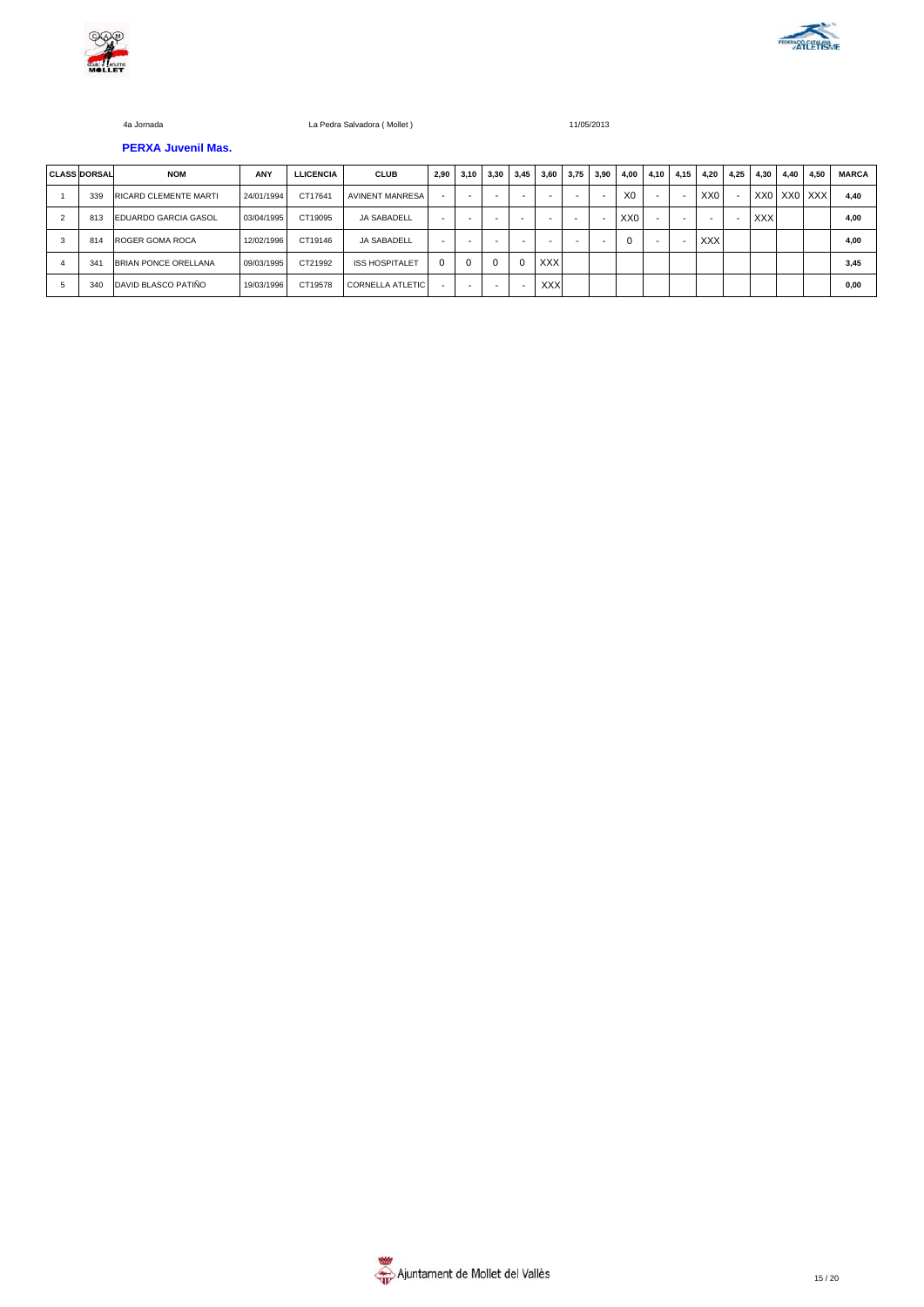4a Jornada La Pedra Salvadora ( Mollet ) 11/05/2013

### PERXA Juvenil Mas.

| CLASS | DORSAL | NOM | ANY | LLICENCIA | CLUB | 2,90 | 3,10 | 3,30 | 3,45 | 3,60 | 3,75 | 3,90 | 4,00 | 4,10 | 4,15 | 4,20 | 4,25 | 4,30 | 4,40 | 4,50 | MARCA |
|---|---|---|---|---|---|---|---|---|---|---|---|---|---|---|---|---|---|---|---|---|---|
| 1 | 339 | RICARD CLEMENTE MARTI | 24/01/1994 | CT17641 | AVINENT MANRESA | - | - | - | - | - | - | - | X0 | - | - | XX0 | - | XX0 | XX0 | XXX | 4,40 |
| 2 | 813 | EDUARDO GARCIA GASOL | 03/04/1995 | CT19095 | JA SABADELL | - | - | - | - | - | - | - | XX0 | - | - | - | - | XXX | | | 4,00 |
| 3 | 814 | ROGER GOMA ROCA | 12/02/1996 | CT19146 | JA SABADELL | - | - | - | - | - | - | - | 0 | - | - | XXX | | | | | 4,00 |
| 4 | 341 | BRIAN PONCE ORELLANA | 09/03/1995 | CT21992 | ISS HOSPITALET | 0 | 0 | 0 | 0 | XXX | | | | | | | | | | | 3,45 |
| 5 | 340 | DAVID BLASCO PATIÑO | 19/03/1996 | CT19578 | CORNELLA ATLETIC | - | - | - | - | XXX | | | | | | | | | | | 0,00 |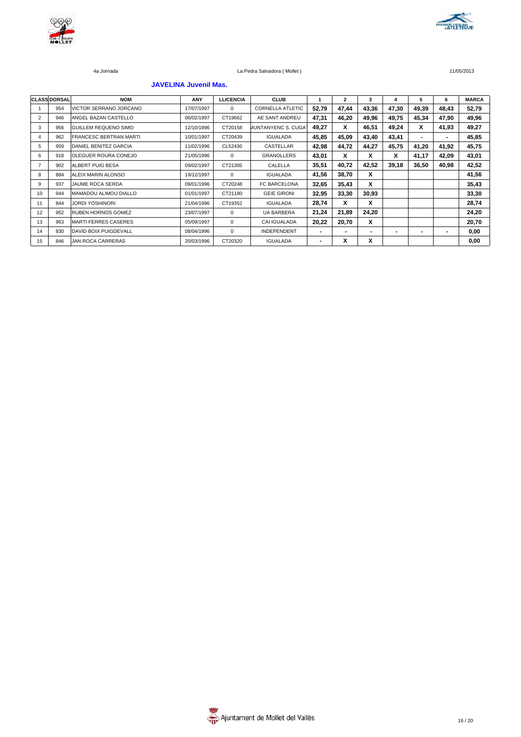4a Jornada La Pedra Salvadora ( Mollet ) 11/05/2013

### JAVELINA Juvenil Mas.

| CLASS | DORSAL | NOM | ANY | LLICENCIA | CLUB | 1 | 2 | 3 | 4 | 5 | 6 | MARCA |
|---|---|---|---|---|---|---|---|---|---|---|---|---|
| 1 | 954 | VICTOR SERRANO JORCANO | 17/07/1997 | 0 | CORNELLA ATLETIC | 52,79 | 47,44 | 43,36 | 47,30 | 49,39 | 48,43 | 52,79 |
| 2 | 946 | ANGEL BAZAN CASTELLO | 06/02/1997 | CT19662 | AE SANT ANDREU | 47,31 | 46,20 | 49,96 | 49,75 | 45,34 | 47,90 | 49,96 |
| 3 | 956 | GUILLEM REQUENO SIMO | 12/10/1996 | CT20158 | MUNTANYENC S. CUGAT | 49,27 | X | 46,51 | 49,24 | X | 41,93 | 49,27 |
| 4 | 962 | FRANCESC BERTRAN MARTI | 10/01/1997 | CT20439 | IGUALADA | 45,85 | 45,09 | 43,40 | 43,41 | - | - | 45,85 |
| 5 | 959 | DANIEL BENITEZ GARCIA | 11/02/1996 | CL52430 | CASTELLAR | 42,98 | 44,72 | 44,27 | 45,75 | 41,20 | 41,92 | 45,75 |
| 6 | 918 | OLEGUER ROURA CONEJO | 21/05/1996 | 0 | GRANOLLERS | 43,01 | X | X | X | 41,17 | 42,09 | 43,01 |
| 7 | 902 | ALBERT PUIG BESA | 09/02/1997 | CT21305 | CALELLA | 35,51 | 40,72 | 42,52 | 39,18 | 36,50 | 40,98 | 42,52 |
| 8 | 884 | ALEIX MARIN ALONSO | 19/12/1997 | 0 | IGUALADA | 41,56 | 38,70 | X | | | | 41,56 |
| 9 | 937 | JAUME ROCA SERDA | 09/01/1996 | CT20248 | FC BARCELONA | 32,65 | 35,43 | X | | | | 35,43 |
| 10 | 944 | MAMADOU ALIMOU DIALLO | 01/01/1997 | CT21180 | GEIE GIRONI | 32,95 | 33,30 | 30,93 | | | | 33,30 |
| 11 | 844 | JORDI YOSHINORI | 21/04/1996 | CT19352 | IGUALADA | 28,74 | X | X | | | | 28,74 |
| 12 | 952 | RUBEN HORNOS GOMEZ | 23/07/1997 | 0 | UA BARBERA | 21,24 | 21,89 | 24,20 | | | | 24,20 |
| 13 | 963 | MARTI FERRES CASERES | 05/09/1997 | 0 | CAI IGUALADA | 20,22 | 20,70 | X | | | | 20,70 |
| 14 | 830 | DAVID BOIX PUIGDEVALL | 08/04/1996 | 0 | INDEPENDENT | - | - | - | - | - | - | 0,00 |
| 15 | 846 | JAN ROCA CARRERAS | 20/03/1996 | CT20320 | IGUALADA | - | X | X | | | | 0,00 |

Ajuntament de Mollet del Vallès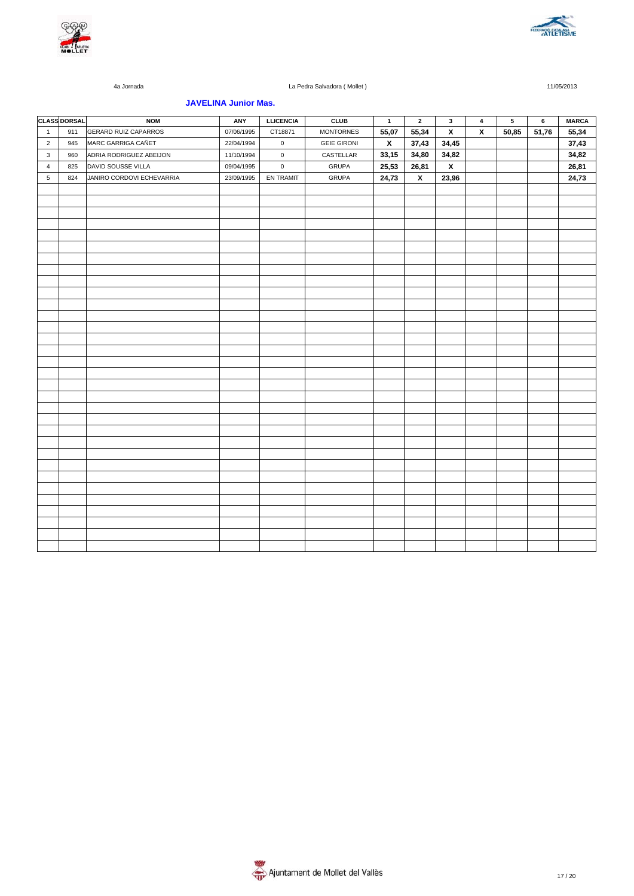4a Jornada La Pedra Salvadora ( Mollet ) 11/05/2013

### JAVELINA Junior Mas.

| CLASS | DORSAL | NOM | ANY | LLICENCIA | CLUB | 1 | 2 | 3 | 4 | 5 | 6 | MARCA |
|---|---|---|---|---|---|---|---|---|---|---|---|---|
| 1 | 911 | GERARD RUIZ CAPARROS | 07/06/1995 | CT18871 | MONTORNES | 55,07 | 55,34 | X | X | 50,85 | 51,76 | 55,34 |
| 2 | 945 | MARC GARRIGA CAÑET | 22/04/1994 | 0 | GEIE GIRONI | X | 37,43 | 34,45 | | | | 37,43 |
| 3 | 960 | ADRIA RODRIGUEZ ABEIJON | 11/10/1994 | 0 | CASTELLAR | 33,15 | 34,80 | 34,82 | | | | 34,82 |
| 4 | 825 | DAVID SOUSSE VILLA | 09/04/1995 | 0 | GRUPA | 25,53 | 26,81 | X | | | | 26,81 |
| 5 | 824 | JANIRO CORDOVI ECHEVARRIA | 23/09/1995 | EN TRAMIT | GRUPA | 24,73 | X | 23,96 | | | | 24,73 |

Ajuntament de Mollet del Vallès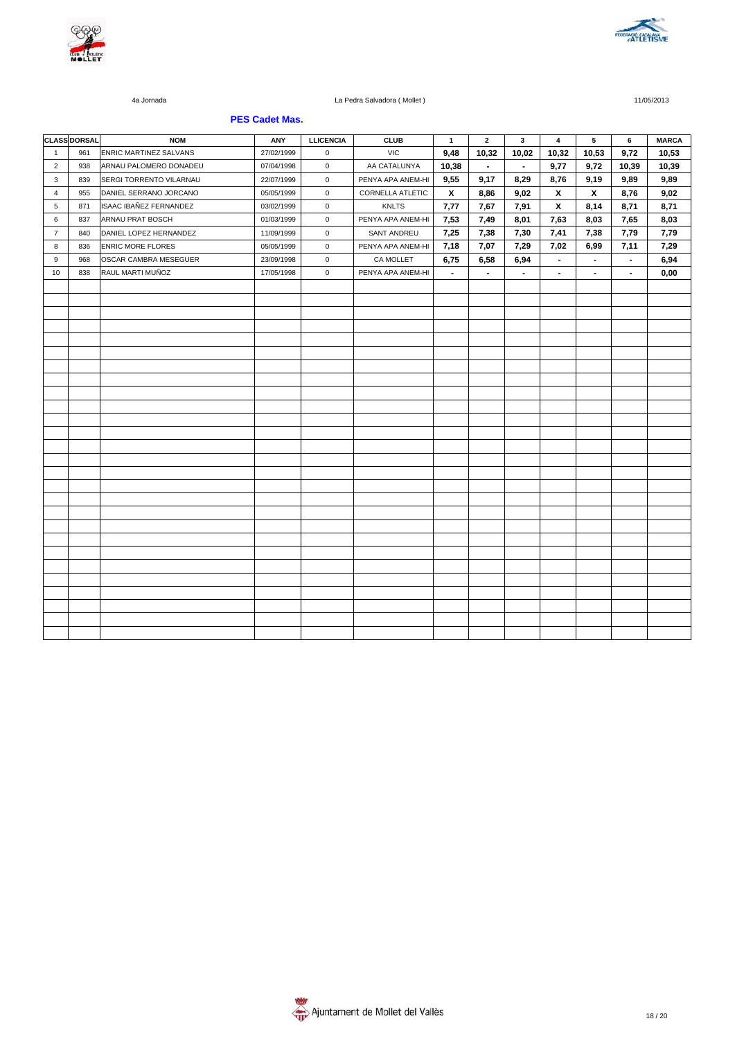4a Jornada | La Pedra Salvadora ( Mollet ) | 11/05/2013

## PES Cadet Mas.

| CLASS | DORSAL | NOM | ANY | LLICENCIA | CLUB | 1 | 2 | 3 | 4 | 5 | 6 | MARCA |
|---|---|---|---|---|---|---|---|---|---|---|---|---|
| 1 | 961 | ENRIC MARTINEZ SALVANS | 27/02/1999 | 0 | VIC | 9,48 | 10,32 | 10,02 | 10,32 | 10,53 | 9,72 | 10,53 |
| 2 | 938 | ARNAU PALOMERO DONADEU | 07/04/1998 | 0 | AA CATALUNYA | 10,38 | - | - | 9,77 | 9,72 | 10,39 | 10,39 |
| 3 | 839 | SERGI TORRENTO VILARNAU | 22/07/1999 | 0 | PENYA APA ANEM-HI | 9,55 | 9,17 | 8,29 | 8,76 | 9,19 | 9,89 | 9,89 |
| 4 | 955 | DANIEL SERRANO JORCANO | 05/05/1999 | 0 | CORNELLA ATLETIC | X | 8,86 | 9,02 | X | X | 8,76 | 9,02 |
| 5 | 871 | ISAAC IBAÑEZ FERNANDEZ | 03/02/1999 | 0 | KNLTS | 7,77 | 7,67 | 7,91 | X | 8,14 | 8,71 | 8,71 |
| 6 | 837 | ARNAU PRAT BOSCH | 01/03/1999 | 0 | PENYA APA ANEM-HI | 7,53 | 7,49 | 8,01 | 7,63 | 8,03 | 7,65 | 8,03 |
| 7 | 840 | DANIEL LOPEZ HERNANDEZ | 11/09/1999 | 0 | SANT ANDREU | 7,25 | 7,38 | 7,30 | 7,41 | 7,38 | 7,79 | 7,79 |
| 8 | 836 | ENRIC MORE FLORES | 05/05/1999 | 0 | PENYA APA ANEM-HI | 7,18 | 7,07 | 7,29 | 7,02 | 6,99 | 7,11 | 7,29 |
| 9 | 968 | OSCAR CAMBRA MESEGUER | 23/09/1998 | 0 | CA MOLLET | 6,75 | 6,58 | 6,94 | - | - | - | 6,94 |
| 10 | 838 | RAUL MARTI MUÑOZ | 17/05/1998 | 0 | PENYA APA ANEM-HI | - | - | - | - | - | - | 0,00 |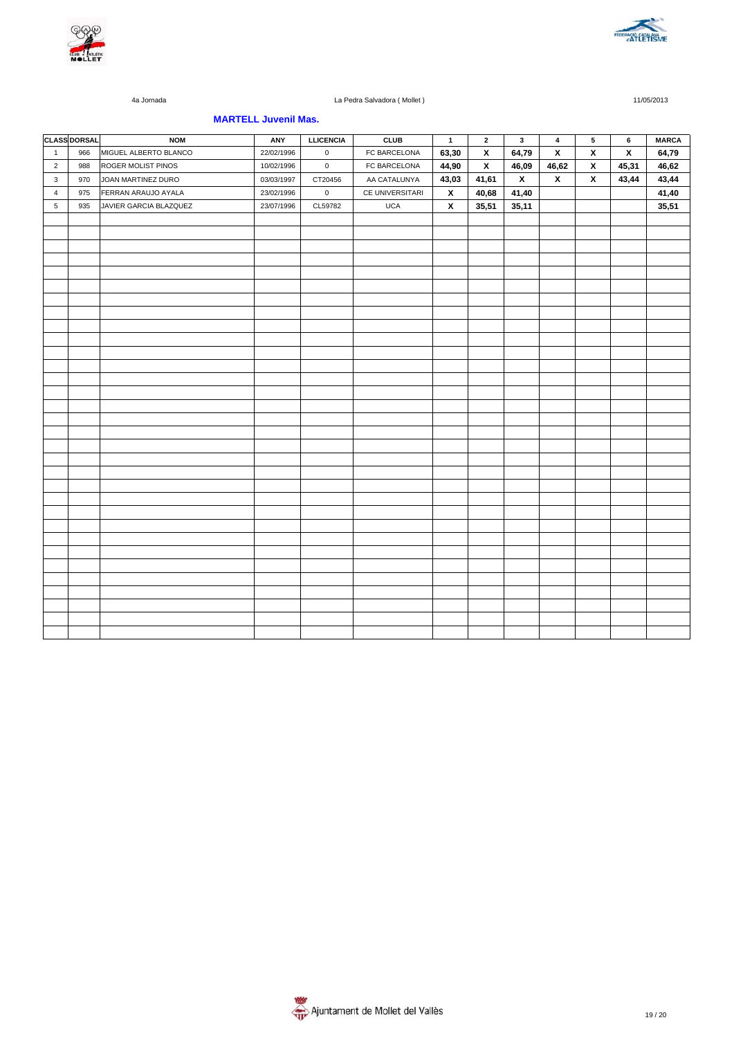4a Jornada | La Pedra Salvadora ( Mollet ) | 11/05/2013

**MARTELL Juvenil Mas.**

| CLASS | DORSAL | NOM | ANY | LLICENCIA | CLUB | 1 | 2 | 3 | 4 | 5 | 6 | MARCA |
|---|---|---|---|---|---|---|---|---|---|---|---|---|
| 1 | 966 | MIGUEL ALBERTO BLANCO | 22/02/1996 | 0 | FC BARCELONA | 63,30 | X | 64,79 | X | X | X | 64,79 |
| 2 | 988 | ROGER MOLIST PINOS | 10/02/1996 | 0 | FC BARCELONA | 44,90 | X | 46,09 | 46,62 | X | 45,31 | 46,62 |
| 3 | 970 | JOAN MARTINEZ DURO | 03/03/1997 | CT20456 | AA CATALUNYA | 43,03 | 41,61 | X | X | X | 43,44 | 43,44 |
| 4 | 975 | FERRAN ARAUJO AYALA | 23/02/1996 | 0 | CE UNIVERSITARI | X | 40,68 | 41,40 | | | | 41,40 |
| 5 | 935 | JAVIER GARCIA BLAZQUEZ | 23/07/1996 | CL59782 | UCA | X | 35,51 | 35,11 | | | | 35,51 |

Ajuntament de Mollet del Vallès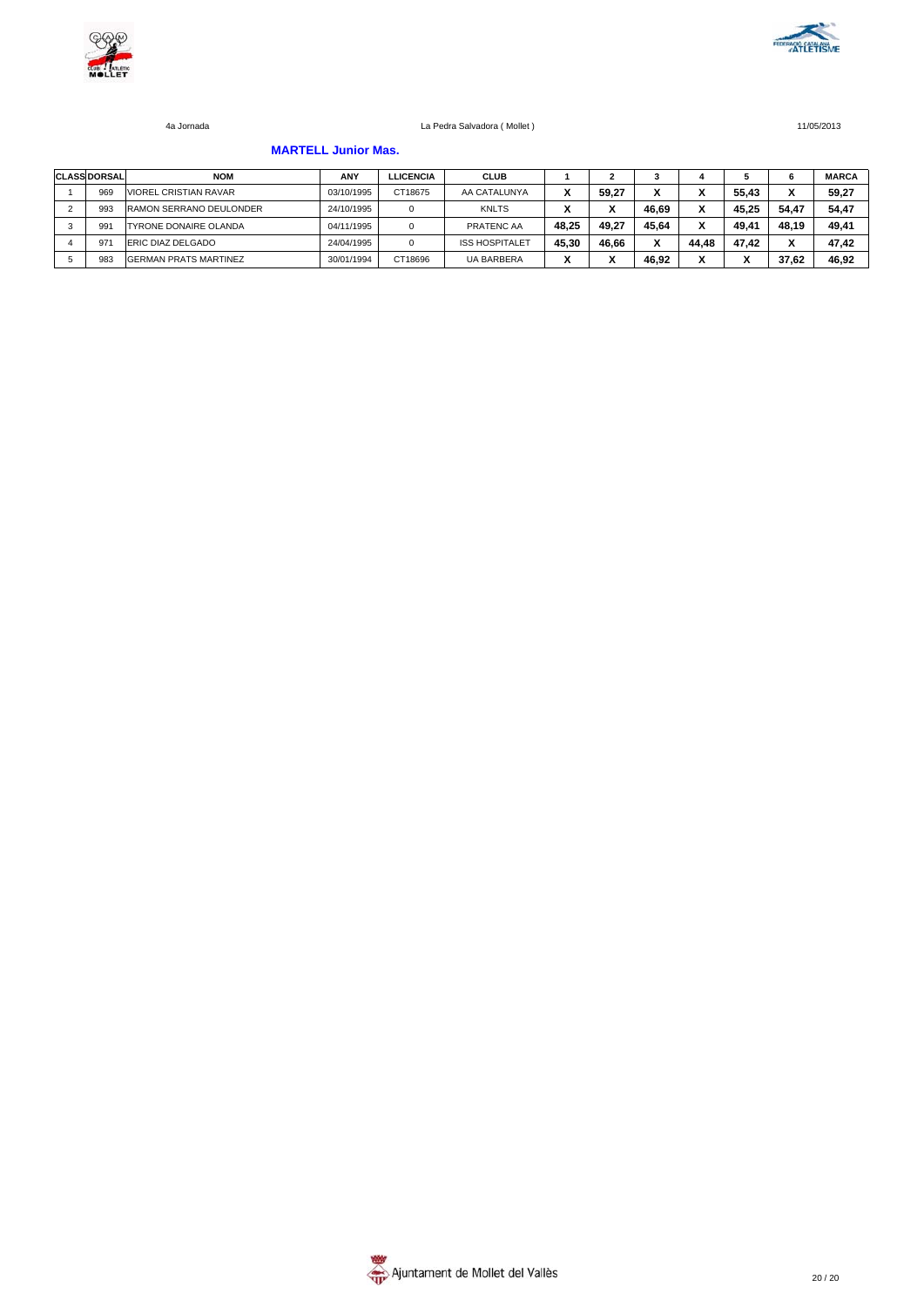4a Jornada — La Pedra Salvadora ( Mollet ) — 11/05/2013

### MARTELL Junior Mas.

| CLASS | DORSAL | NOM | ANY | LLICENCIA | CLUB | 1 | 2 | 3 | 4 | 5 | 6 | MARCA |
|---|---|---|---|---|---|---|---|---|---|---|---|---|
| 1 | 969 | VIOREL CRISTIAN RAVAR | 03/10/1995 | CT18675 | AA CATALUNYA | X | 59,27 | X | X | 55,43 | X | 59,27 |
| 2 | 993 | RAMON SERRANO DEULONDER | 24/10/1995 | 0 | KNLTS | X | X | 46,69 | X | 45,25 | 54,47 | 54,47 |
| 3 | 991 | TYRONE DONAIRE OLANDA | 04/11/1995 | 0 | PRATENC AA | 48,25 | 49,27 | 45,64 | X | 49,41 | 48,19 | 49,41 |
| 4 | 971 | ERIC DIAZ DELGADO | 24/04/1995 | 0 | ISS HOSPITALET | 45,30 | 46,66 | X | 44,48 | 47,42 | X | 47,42 |
| 5 | 983 | GERMAN PRATS MARTINEZ | 30/01/1994 | CT18696 | UA BARBERA | X | X | 46,92 | X | X | 37,62 | 46,92 |

Ajuntament de Mollet del Vallès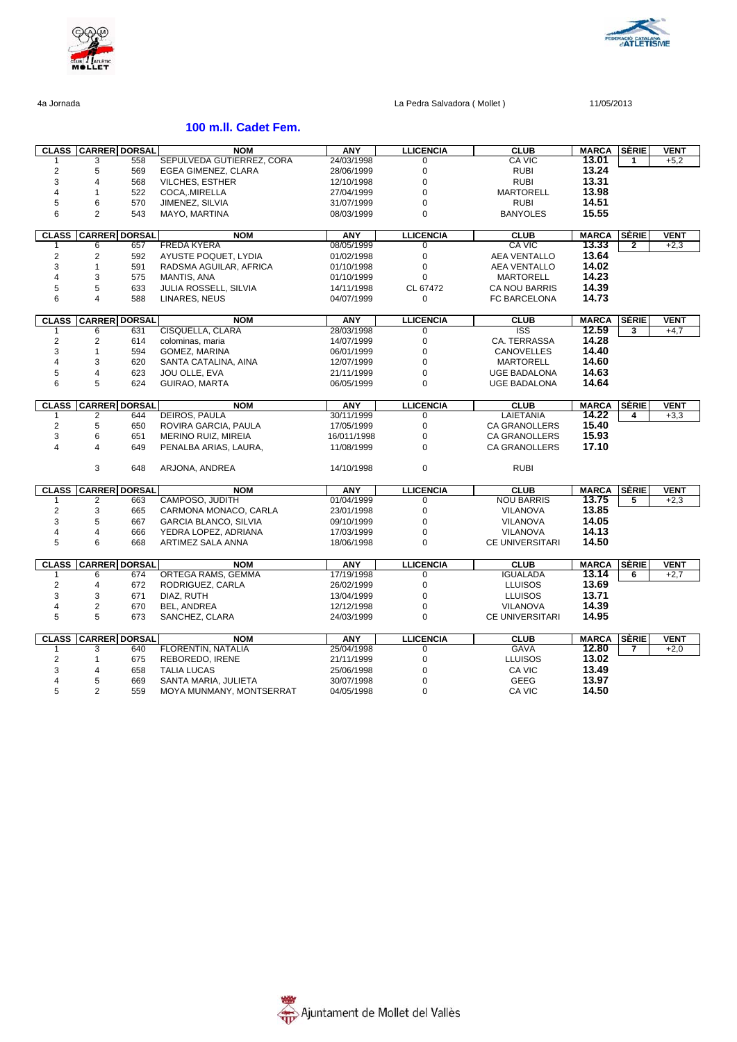4a Jornada La Pedra Salvadora ( Mollet ) 11/05/2013

## 100 m.ll. Cadet Fem.

| CLASS | CARRER | DORSAL | NOM | ANY | LLICENCIA | CLUB | MARCA | SÈRIE | VENT |
|---|---|---|---|---|---|---|---|---|---|
| 1 | 3 | 558 | SEPULVEDA GUTIERREZ, CORA | 24/03/1998 | 0 | CA VIC | **13.01** | 1 | +5,2 |
| 2 | 5 | 569 | EGEA GIMENEZ, CLARA | 28/06/1999 | 0 | RUBI | **13.24** | | |
| 3 | 4 | 568 | VILCHES, ESTHER | 12/10/1998 | 0 | RUBI | **13.31** | | |
| 4 | 1 | 522 | COCA,.MIRELLA | 27/04/1999 | 0 | MARTORELL | **13.98** | | |
| 5 | 6 | 570 | JIMENEZ, SILVIA | 31/07/1999 | 0 | RUBI | **14.51** | | |
| 6 | 2 | 543 | MAYO, MARTINA | 08/03/1999 | 0 | BANYOLES | **15.55** | | |

| CLASS | CARRER | DORSAL | NOM | ANY | LLICENCIA | CLUB | MARCA | SÈRIE | VENT |
|---|---|---|---|---|---|---|---|---|---|
| 1 | 6 | 657 | FREDA KYERA | 08/05/1999 | 0 | CA VIC | **13.33** | 2 | +2,3 |
| 2 | 2 | 592 | AYUSTE POQUET, LYDIA | 01/02/1998 | 0 | AEA VENTALLO | **13.64** | | |
| 3 | 1 | 591 | RADSMA AGUILAR, AFRICA | 01/10/1998 | 0 | AEA VENTALLO | **14.02** | | |
| 4 | 3 | 575 | MANTIS, ANA | 01/10/1999 | 0 | MARTORELL | **14.23** | | |
| 5 | 5 | 633 | JULIA ROSSELL, SILVIA | 14/11/1998 | CL 67472 | CA NOU BARRIS | **14.39** | | |
| 6 | 4 | 588 | LINARES, NEUS | 04/07/1999 | 0 | FC BARCELONA | **14.73** | | |

| CLASS | CARRER | DORSAL | NOM | ANY | LLICENCIA | CLUB | MARCA | SÈRIE | VENT |
|---|---|---|---|---|---|---|---|---|---|
| 1 | 6 | 631 | CISQUELLA, CLARA | 28/03/1998 | 0 | ISS | **12.59** | 3 | +4,7 |
| 2 | 2 | 614 | colominas, maria | 14/07/1999 | 0 | CA. TERRASSA | **14.28** | | |
| 3 | 1 | 594 | GOMEZ, MARINA | 06/01/1999 | 0 | CANOVELLES | **14.40** | | |
| 4 | 3 | 620 | SANTA CATALINA, AINA | 12/07/1999 | 0 | MARTORELL | **14.60** | | |
| 5 | 4 | 623 | JOU OLLE, EVA | 21/11/1999 | 0 | UGE BADALONA | **14.63** | | |
| 6 | 5 | 624 | GUIRAO, MARTA | 06/05/1999 | 0 | UGE BADALONA | **14.64** | | |

| CLASS | CARRER | DORSAL | NOM | ANY | LLICENCIA | CLUB | MARCA | SÈRIE | VENT |
|---|---|---|---|---|---|---|---|---|---|
| 1 | 2 | 644 | DEIROS, PAULA | 30/11/1999 | 0 | LAIETANIA | **14.22** | 4 | +3,3 |
| 2 | 5 | 650 | ROVIRA GARCIA, PAULA | 17/05/1999 | 0 | CA GRANOLLERS | **15.40** | | |
| 3 | 6 | 651 | MERINO RUIZ, MIREIA | 16/011/1998 | 0 | CA GRANOLLERS | **15.93** | | |
| 4 | 4 | 649 | PENALBA ARIAS, LAURA, | 11/08/1999 | 0 | CA GRANOLLERS | **17.10** | | |
| | 3 | 648 | ARJONA, ANDREA | 14/10/1998 | 0 | RUBI | | | |

| CLASS | CARRER | DORSAL | NOM | ANY | LLICENCIA | CLUB | MARCA | SÈRIE | VENT |
|---|---|---|---|---|---|---|---|---|---|
| 1 | 2 | 663 | CAMPOSO, JUDITH | 01/04/1999 | 0 | NOU BARRIS | **13.75** | 5 | +2,3 |
| 2 | 3 | 665 | CARMONA MONACO, CARLA | 23/01/1998 | 0 | VILANOVA | **13.85** | | |
| 3 | 5 | 667 | GARCIA BLANCO, SILVIA | 09/10/1999 | 0 | VILANOVA | **14.05** | | |
| 4 | 4 | 666 | YEDRA LOPEZ, ADRIANA | 17/03/1999 | 0 | VILANOVA | **14.13** | | |
| 5 | 6 | 668 | ARTIMEZ SALA ANNA | 18/06/1998 | 0 | CE UNIVERSITARI | **14.50** | | |

| CLASS | CARRER | DORSAL | NOM | ANY | LLICENCIA | CLUB | MARCA | SÈRIE | VENT |
|---|---|---|---|---|---|---|---|---|---|
| 1 | 6 | 674 | ORTEGA RAMS, GEMMA | 17/19/1998 | 0 | IGUALADA | **13.14** | 6 | +2,7 |
| 2 | 4 | 672 | RODRIGUEZ, CARLA | 26/02/1999 | 0 | LLUISOS | **13.69** | | |
| 3 | 3 | 671 | DIAZ, RUTH | 13/04/1999 | 0 | LLUISOS | **13.71** | | |
| 4 | 2 | 670 | BEL, ANDREA | 12/12/1998 | 0 | VILANOVA | **14.39** | | |
| 5 | 5 | 673 | SANCHEZ, CLARA | 24/03/1999 | 0 | CE UNIVERSITARI | **14.95** | | |

| CLASS | CARRER | DORSAL | NOM | ANY | LLICENCIA | CLUB | MARCA | SÈRIE | VENT |
|---|---|---|---|---|---|---|---|---|---|
| 1 | 3 | 640 | FLORENTIN, NATALIA | 25/04/1998 | 0 | GAVA | **12.80** | 7 | +2,0 |
| 2 | 1 | 675 | REBOREDO, IRENE | 21/11/1999 | 0 | LLUISOS | **13.02** | | |
| 3 | 4 | 658 | TALIA LUCAS | 25/06/1998 | 0 | CA VIC | **13.49** | | |
| 4 | 5 | 669 | SANTA MARIA, JULIETA | 30/07/1998 | 0 | GEEG | **13.97** | | |
| 5 | 2 | 559 | MOYA MUNMANY, MONTSERRAT | 04/05/1998 | 0 | CA VIC | **14.50** | | |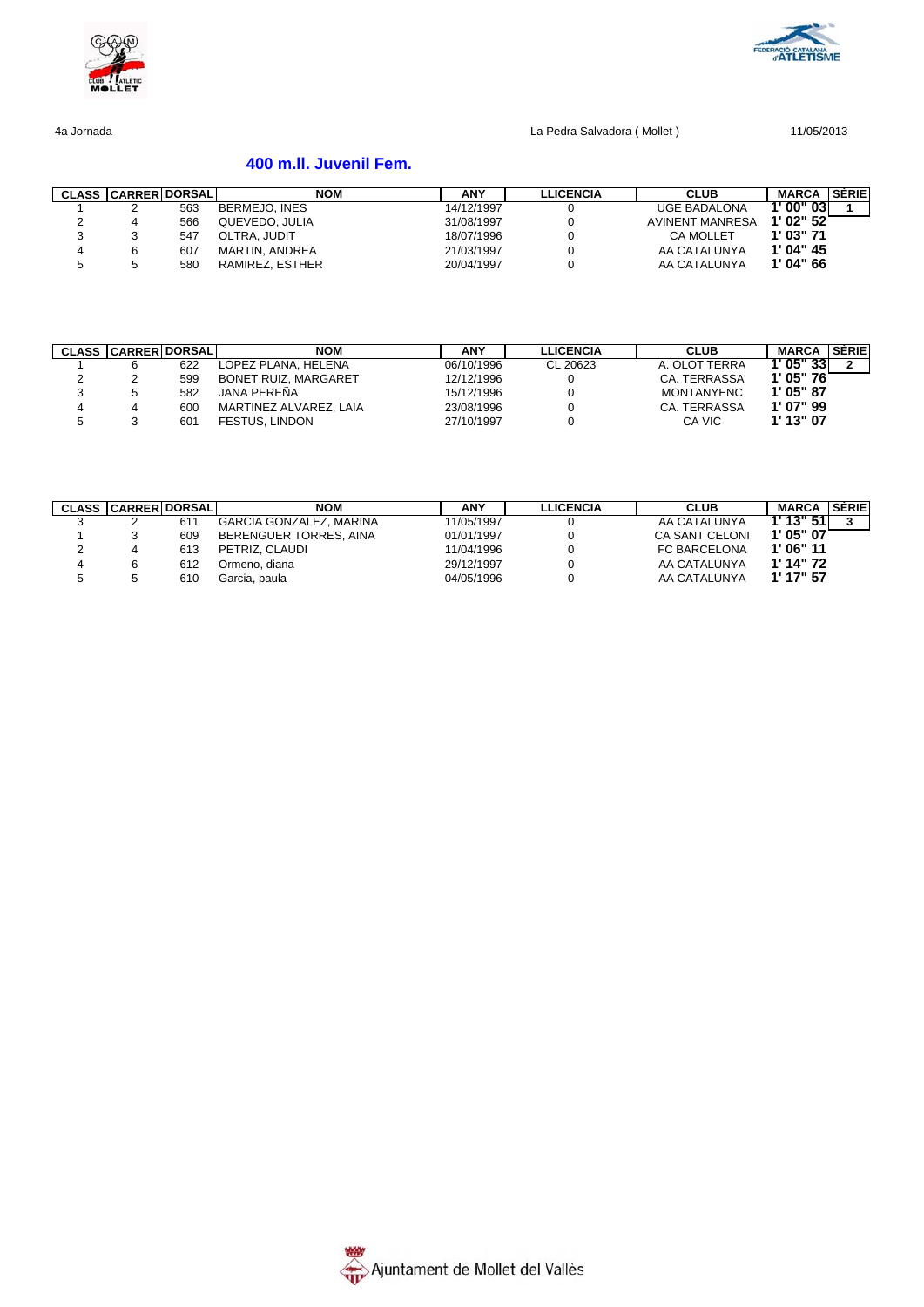4a Jornada La Pedra Salvadora ( Mollet ) 11/05/2013

## 400 m.ll. Juvenil Fem.

| CLASS | CARRER | DORSAL | NOM | ANY | LLICENCIA | CLUB | MARCA | SÈRIE |
|---|---|---|---|---|---|---|---|---|
| 1 | 2 | 563 | BERMEJO, INES | 14/12/1997 | 0 | UGE BADALONA | 1' 00" 03 | 1 |
| 2 | 4 | 566 | QUEVEDO, JULIA | 31/08/1997 | 0 | AVINENT MANRESA | 1' 02" 52 | |
| 3 | 3 | 547 | OLTRA, JUDIT | 18/07/1996 | 0 | CA MOLLET | 1' 03" 71 | |
| 4 | 6 | 607 | MARTIN, ANDREA | 21/03/1997 | 0 | AA CATALUNYA | 1' 04" 45 | |
| 5 | 5 | 580 | RAMIREZ, ESTHER | 20/04/1997 | 0 | AA CATALUNYA | 1' 04" 66 | |

| CLASS | CARRER | DORSAL | NOM | ANY | LLICENCIA | CLUB | MARCA | SÈRIE |
|---|---|---|---|---|---|---|---|---|
| 1 | 6 | 622 | LOPEZ PLANA, HELENA | 06/10/1996 | CL 20623 | A. OLOT TERRA | 1' 05" 33 | 2 |
| 2 | 2 | 599 | BONET RUIZ, MARGARET | 12/12/1996 | 0 | CA. TERRASSA | 1' 05" 76 | |
| 3 | 5 | 582 | JANA PEREÑA | 15/12/1996 | 0 | MONTANYENC | 1' 05" 87 | |
| 4 | 4 | 600 | MARTINEZ ALVAREZ, LAIA | 23/08/1996 | 0 | CA. TERRASSA | 1' 07" 99 | |
| 5 | 3 | 601 | FESTUS, LINDON | 27/10/1997 | 0 | CA VIC | 1' 13" 07 | |

| CLASS | CARRER | DORSAL | NOM | ANY | LLICENCIA | CLUB | MARCA | SÈRIE |
|---|---|---|---|---|---|---|---|---|
| 3 | 2 | 611 | GARCIA GONZALEZ, MARINA | 11/05/1997 | 0 | AA CATALUNYA | 1' 13" 51 | 3 |
| 1 | 3 | 609 | BERENGUER TORRES, AINA | 01/01/1997 | 0 | CA SANT CELONI | 1' 05" 07 | |
| 2 | 4 | 613 | PETRIZ, CLAUDI | 11/04/1996 | 0 | FC BARCELONA | 1' 06" 11 | |
| 4 | 6 | 612 | Ormeno, diana | 29/12/1997 | 0 | AA CATALUNYA | 1' 14" 72 | |
| 5 | 5 | 610 | Garcia, paula | 04/05/1996 | 0 | AA CATALUNYA | 1' 17" 57 | |

Ajuntament de Mollet del Vallès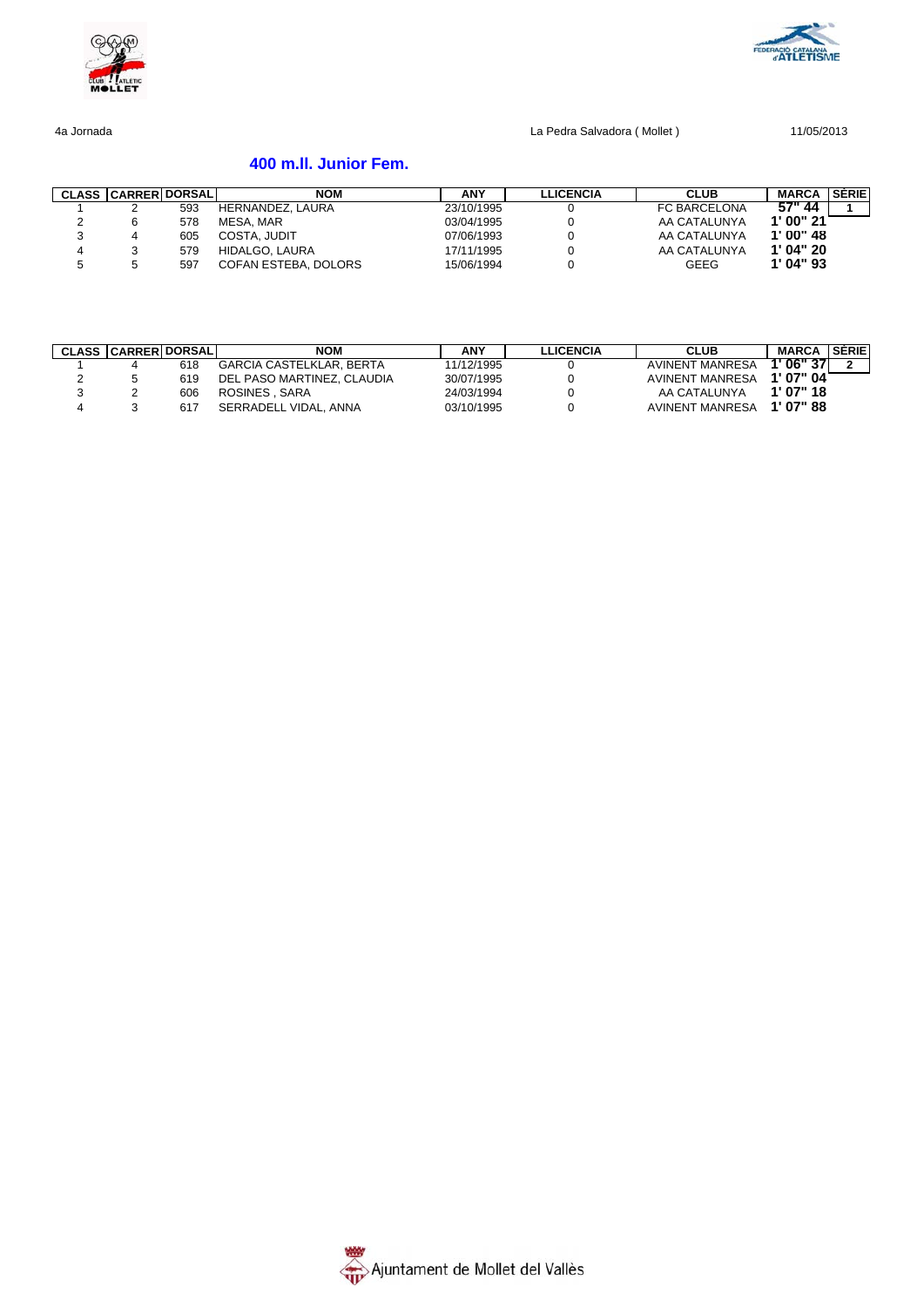4a Jornada La Pedra Salvadora ( Mollet ) 11/05/2013

## 400 m.ll. Junior Fem.

| CLASS | CARRER | DORSAL | NOM | ANY | LLICENCIA | CLUB | MARCA | SÈRIE |
|---|---|---|---|---|---|---|---|---|
| 1 | 2 | 593 | HERNANDEZ, LAURA | 23/10/1995 | 0 | FC BARCELONA | 57" 44 | 1 |
| 2 | 6 | 578 | MESA, MAR | 03/04/1995 | 0 | AA CATALUNYA | 1' 00" 21 | |
| 3 | 4 | 605 | COSTA, JUDIT | 07/06/1993 | 0 | AA CATALUNYA | 1' 00" 48 | |
| 4 | 3 | 579 | HIDALGO, LAURA | 17/11/1995 | 0 | AA CATALUNYA | 1' 04" 20 | |
| 5 | 5 | 597 | COFAN ESTEBA, DOLORS | 15/06/1994 | 0 | GEEG | 1' 04" 93 | |

| CLASS | CARRER | DORSAL | NOM | ANY | LLICENCIA | CLUB | MARCA | SÈRIE |
|---|---|---|---|---|---|---|---|---|
| 1 | 4 | 618 | GARCIA CASTELKLAR, BERTA | 11/12/1995 | 0 | AVINENT MANRESA | 1' 06" 37 | 2 |
| 2 | 5 | 619 | DEL PASO MARTINEZ, CLAUDIA | 30/07/1995 | 0 | AVINENT MANRESA | 1' 07" 04 | |
| 3 | 2 | 606 | ROSINES , SARA | 24/03/1994 | 0 | AA CATALUNYA | 1' 07" 18 | |
| 4 | 3 | 617 | SERRADELL VIDAL, ANNA | 03/10/1995 | 0 | AVINENT MANRESA | 1' 07" 88 | |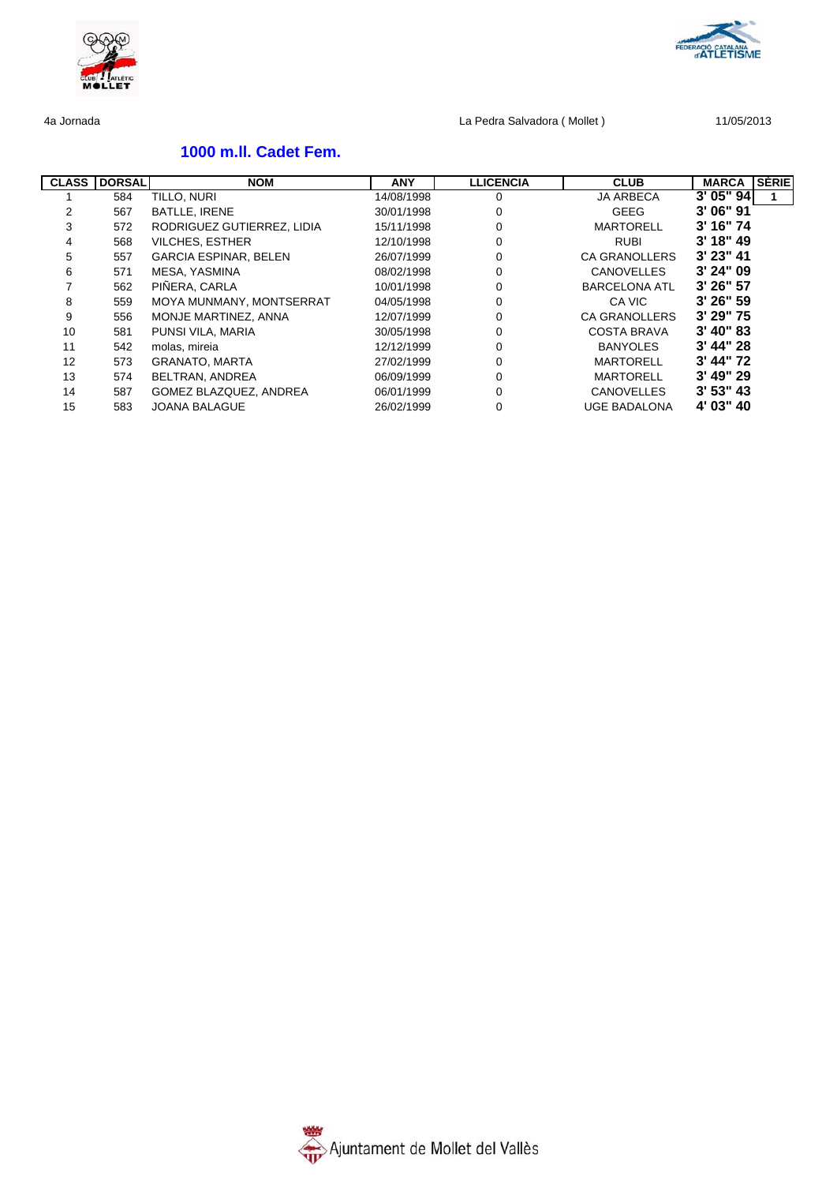4a Jornada La Pedra Salvadora ( Mollet ) 11/05/2013

## 1000 m.ll. Cadet Fem.

| CLASS | DORSAL | NOM | ANY | LLICENCIA | CLUB | MARCA | SÈRIE |
|---|---|---|---|---|---|---|---|
| 1 | 584 | TILLO, NURI | 14/08/1998 | 0 | JA ARBECA | 3' 05" 94 | 1 |
| 2 | 567 | BATLLE, IRENE | 30/01/1998 | 0 | GEEG | 3' 06" 91 | |
| 3 | 572 | RODRIGUEZ GUTIERREZ, LIDIA | 15/11/1998 | 0 | MARTORELL | 3' 16" 74 | |
| 4 | 568 | VILCHES, ESTHER | 12/10/1998 | 0 | RUBI | 3' 18" 49 | |
| 5 | 557 | GARCIA ESPINAR, BELEN | 26/07/1999 | 0 | CA GRANOLLERS | 3' 23" 41 | |
| 6 | 571 | MESA, YASMINA | 08/02/1998 | 0 | CANOVELLES | 3' 24" 09 | |
| 7 | 562 | PIÑERA, CARLA | 10/01/1998 | 0 | BARCELONA ATL | 3' 26" 57 | |
| 8 | 559 | MOYA MUNMANY, MONTSERRAT | 04/05/1998 | 0 | CA VIC | 3' 26" 59 | |
| 9 | 556 | MONJE MARTINEZ, ANNA | 12/07/1999 | 0 | CA GRANOLLERS | 3' 29" 75 | |
| 10 | 581 | PUNSI VILA, MARIA | 30/05/1998 | 0 | COSTA BRAVA | 3' 40" 83 | |
| 11 | 542 | molas, mireia | 12/12/1999 | 0 | BANYOLES | 3' 44" 28 | |
| 12 | 573 | GRANATO, MARTA | 27/02/1999 | 0 | MARTORELL | 3' 44" 72 | |
| 13 | 574 | BELTRAN, ANDREA | 06/09/1999 | 0 | MARTORELL | 3' 49" 29 | |
| 14 | 587 | GOMEZ BLAZQUEZ, ANDREA | 06/01/1999 | 0 | CANOVELLES | 3' 53" 43 | |
| 15 | 583 | JOANA BALAGUE | 26/02/1999 | 0 | UGE BADALONA | 4' 03" 40 | |

Ajuntament de Mollet del Vallès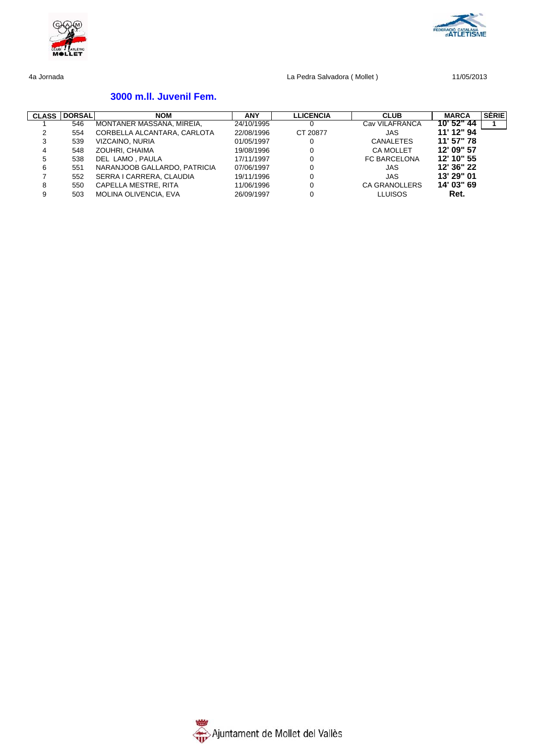4a Jornada La Pedra Salvadora ( Mollet ) 11/05/2013

## 3000 m.ll. Juvenil Fem.

| CLASS | DORSAL | NOM | ANY | LLICENCIA | CLUB | MARCA | SÈRIE |
|---|---|---|---|---|---|---|---|
| 1 | 546 | MONTANER MASSANA, MIREIA, | 24/10/1995 | 0 | Cav VILAFRANCA | 10' 52" 44 | 1 |
| 2 | 554 | CORBELLA ALCANTARA, CARLOTA | 22/08/1996 | CT 20877 | JAS | 11' 12" 94 | |
| 3 | 539 | VIZCAINO, NURIA | 01/05/1997 | 0 | CANALETES | 11' 57" 78 | |
| 4 | 548 | ZOUHRI, CHAIMA | 19/08/1996 | 0 | CA MOLLET | 12' 09" 57 | |
| 5 | 538 | DEL LAMO , PAULA | 17/11/1997 | 0 | FC BARCELONA | 12' 10" 55 | |
| 6 | 551 | NARANJOOB GALLARDO, PATRICIA | 07/06/1997 | 0 | JAS | 12' 36" 22 | |
| 7 | 552 | SERRA I CARRERA, CLAUDIA | 19/11/1996 | 0 | JAS | 13' 29" 01 | |
| 8 | 550 | CAPELLA MESTRE, RITA | 11/06/1996 | 0 | CA GRANOLLERS | 14' 03" 69 | |
| 9 | 503 | MOLINA OLIVENCIA, EVA | 26/09/1997 | 0 | LLUISOS | Ret. | |

Ajuntament de Mollet del Vallès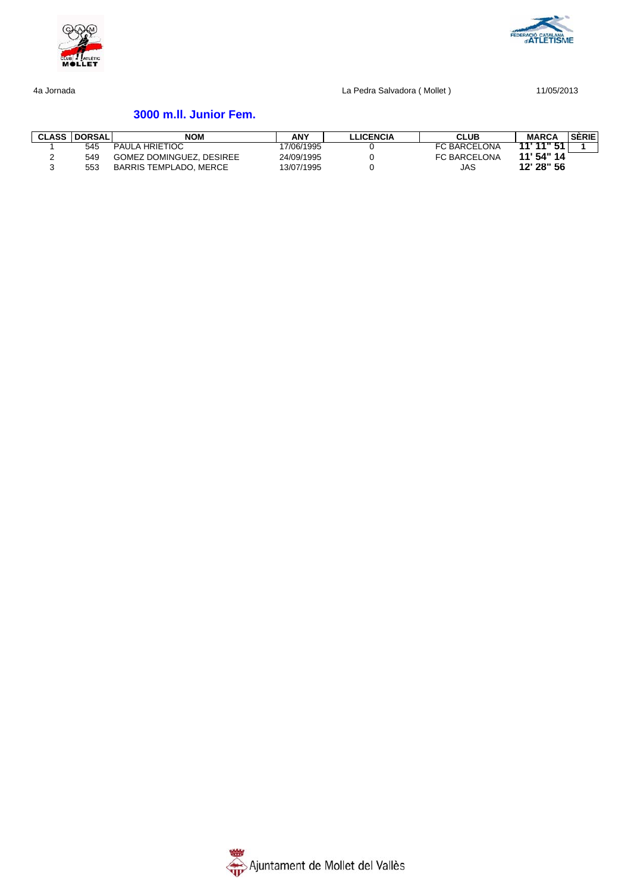4a Jornada La Pedra Salvadora ( Mollet ) 11/05/2013

## 3000 m.ll. Junior Fem.

| CLASS | DORSAL | NOM | ANY | LLICENCIA | CLUB | MARCA | SÈRIE |
|---|---|---|---|---|---|---|---|
| 1 | 545 | PAULA HRIETIOC | 17/06/1995 | 0 | FC BARCELONA | **11' 11" 51** | **1** |
| 2 | 549 | GOMEZ DOMINGUEZ, DESIREE | 24/09/1995 | 0 | FC BARCELONA | **11' 54" 14** | |
| 3 | 553 | BARRIS TEMPLADO, MERCE | 13/07/1995 | 0 | JAS | **12' 28" 56** | |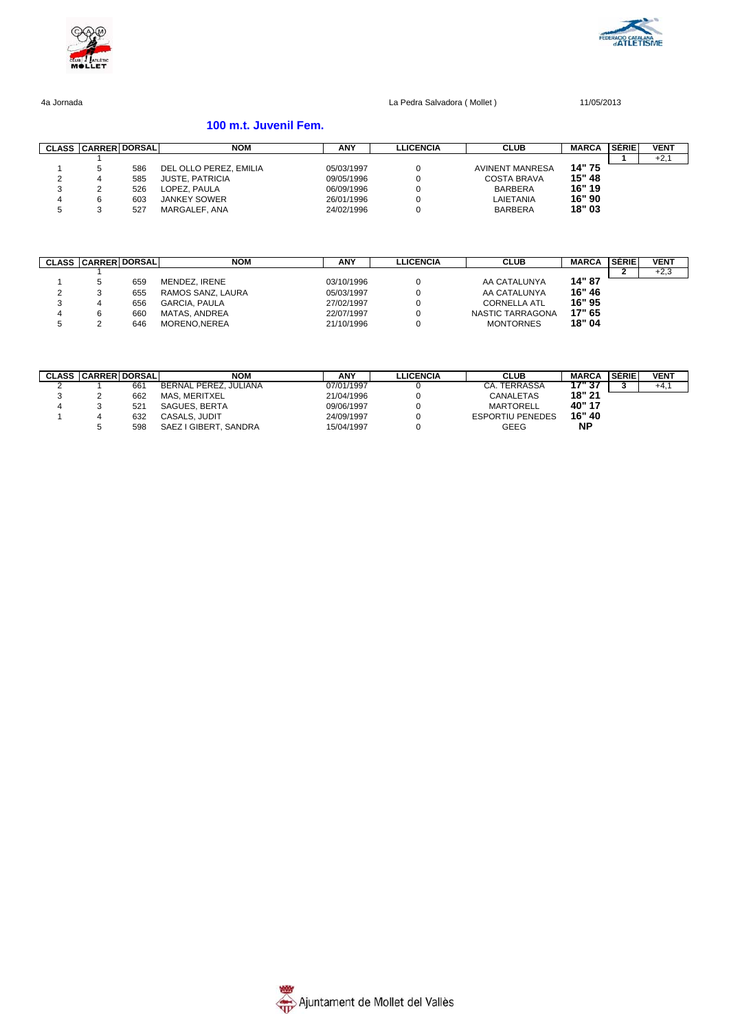4a Jornada La Pedra Salvadora ( Mollet ) 11/05/2013

## 100 m.t. Juvenil Fem.

| CLASS | CARRER | DORSAL | NOM | ANY | LLICENCIA | CLUB | MARCA | SÈRIE | VENT |
|---|---|---|---|---|---|---|---|---|---|
| | 1 | | | | | | | 1 | +2,1 |
| 1 | 5 | 586 | DEL OLLO PEREZ, EMILIA | 05/03/1997 | 0 | AVINENT MANRESA | 14" 75 | | |
| 2 | 4 | 585 | JUSTE, PATRICIA | 09/05/1996 | 0 | COSTA BRAVA | 15" 48 | | |
| 3 | 2 | 526 | LOPEZ, PAULA | 06/09/1996 | 0 | BARBERA | 16" 19 | | |
| 4 | 6 | 603 | JANKEY SOWER | 26/01/1996 | 0 | LAIETANIA | 16" 90 | | |
| 5 | 3 | 527 | MARGALEF, ANA | 24/02/1996 | 0 | BARBERA | 18" 03 | | |

| CLASS | CARRER | DORSAL | NOM | ANY | LLICENCIA | CLUB | MARCA | SÈRIE | VENT |
|---|---|---|---|---|---|---|---|---|---|
| | 1 | | | | | | | 2 | +2,3 |
| 1 | 5 | 659 | MENDEZ, IRENE | 03/10/1996 | 0 | AA CATALUNYA | 14" 87 | | |
| 2 | 3 | 655 | RAMOS SANZ, LAURA | 05/03/1997 | 0 | AA CATALUNYA | 16" 46 | | |
| 3 | 4 | 656 | GARCIA, PAULA | 27/02/1997 | 0 | CORNELLA ATL | 16" 95 | | |
| 4 | 6 | 660 | MATAS, ANDREA | 22/07/1997 | 0 | NASTIC TARRAGONA | 17" 65 | | |
| 5 | 2 | 646 | MORENO,NEREA | 21/10/1996 | 0 | MONTORNES | 18" 04 | | |

| CLASS | CARRER | DORSAL | NOM | ANY | LLICENCIA | CLUB | MARCA | SÈRIE | VENT |
|---|---|---|---|---|---|---|---|---|---|
| 2 | 1 | 661 | BERNAL PEREZ, JULIANA | 07/01/1997 | 0 | CA. TERRASSA | 17" 37 | 3 | +4,1 |
| 3 | 2 | 662 | MAS, MERITXEL | 21/04/1996 | 0 | CANALETAS | 18" 21 | | |
| 4 | 3 | 521 | SAGUES, BERTA | 09/06/1997 | 0 | MARTORELL | 40" 17 | | |
| 1 | 4 | 632 | CASALS, JUDIT | 24/09/1997 | 0 | ESPORTIU PENEDES | 16" 40 | | |
| | 5 | 598 | SAEZ I GIBERT, SANDRA | 15/04/1997 | 0 | GEEG | NP | | |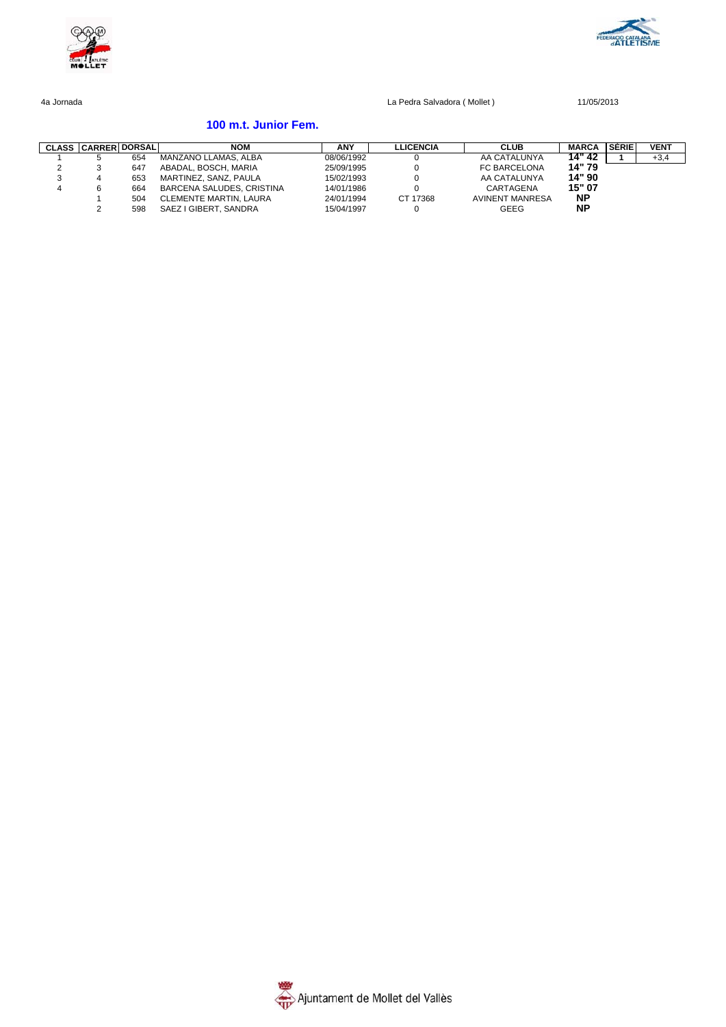4a Jornada La Pedra Salvadora ( Mollet ) 11/05/2013

## 100 m.t. Junior Fem.

| CLASS | CARRER | DORSAL | NOM | ANY | LLICENCIA | CLUB | MARCA | SÈRIE | VENT |
|---|---|---|---|---|---|---|---|---|---|
| 1 | 5 | 654 | MANZANO LLAMAS, ALBA | 08/06/1992 | 0 | AA CATALUNYA | 14" 42 | 1 | +3,4 |
| 2 | 3 | 647 | ABADAL, BOSCH, MARIA | 25/09/1995 | 0 | FC BARCELONA | 14" 79 | | |
| 3 | 4 | 653 | MARTINEZ, SANZ, PAULA | 15/02/1993 | 0 | AA CATALUNYA | 14" 90 | | |
| 4 | 6 | 664 | BARCENA SALUDES, CRISTINA | 14/01/1986 | 0 | CARTAGENA | 15" 07 | | |
| | 1 | 504 | CLEMENTE MARTIN, LAURA | 24/01/1994 | CT 17368 | AVINENT MANRESA | NP | | |
| | 2 | 598 | SAEZ I GIBERT, SANDRA | 15/04/1997 | 0 | GEEG | NP | | |

Ajuntament de Mollet del Vallès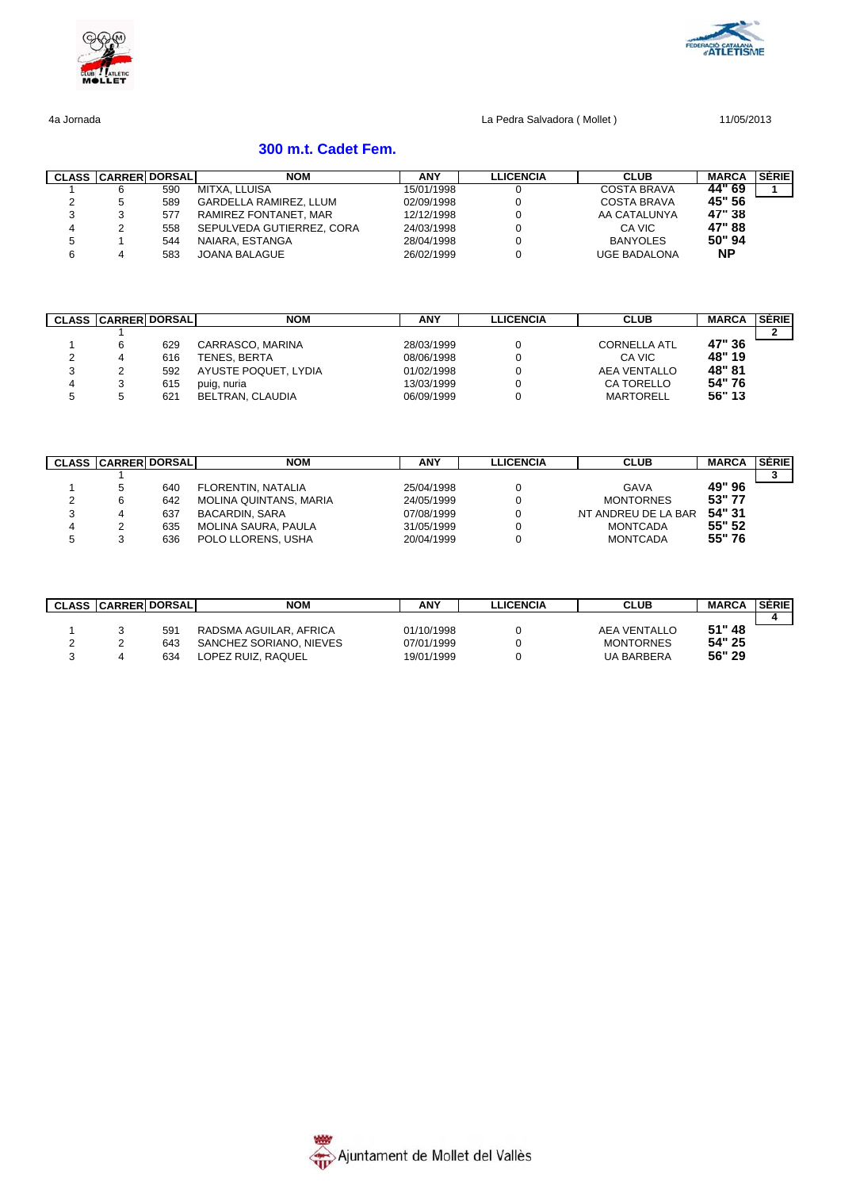4a Jornada

La Pedra Salvadora ( Mollet )

11/05/2013

## 300 m.t. Cadet Fem.

| CLASS | CARRER | DORSAL | NOM | ANY | LLICENCIA | CLUB | MARCA | SÈRIE |
|---|---|---|---|---|---|---|---|---|
| 1 | 6 | 590 | MITXA, LLUISA | 15/01/1998 | 0 | COSTA BRAVA | 44" 69 | 1 |
| 2 | 5 | 589 | GARDELLA RAMIREZ, LLUM | 02/09/1998 | 0 | COSTA BRAVA | 45" 56 | |
| 3 | 3 | 577 | RAMIREZ FONTANET, MAR | 12/12/1998 | 0 | AA CATALUNYA | 47" 38 | |
| 4 | 2 | 558 | SEPULVEDA GUTIERREZ, CORA | 24/03/1998 | 0 | CA VIC | 47" 88 | |
| 5 | 1 | 544 | NAIARA, ESTANGA | 28/04/1998 | 0 | BANYOLES | 50" 94 | |
| 6 | 4 | 583 | JOANA BALAGUE | 26/02/1999 | 0 | UGE BADALONA | NP | |

| CLASS | CARRER | DORSAL | NOM | ANY | LLICENCIA | CLUB | MARCA | SÈRIE |
|---|---|---|---|---|---|---|---|---|
| | 1 | | | | | | | 2 |
| 1 | 6 | 629 | CARRASCO, MARINA | 28/03/1999 | 0 | CORNELLA ATL | 47" 36 | |
| 2 | 4 | 616 | TENES, BERTA | 08/06/1998 | 0 | CA VIC | 48" 19 | |
| 3 | 2 | 592 | AYUSTE POQUET, LYDIA | 01/02/1998 | 0 | AEA VENTALLO | 48" 81 | |
| 4 | 3 | 615 | puig, nuria | 13/03/1999 | 0 | CA TORELLO | 54" 76 | |
| 5 | 5 | 621 | BELTRAN, CLAUDIA | 06/09/1999 | 0 | MARTORELL | 56" 13 | |

| CLASS | CARRER | DORSAL | NOM | ANY | LLICENCIA | CLUB | MARCA | SÈRIE |
|---|---|---|---|---|---|---|---|---|
| | 1 | | | | | | | 3 |
| 1 | 5 | 640 | FLORENTIN, NATALIA | 25/04/1998 | 0 | GAVA | 49" 96 | |
| 2 | 6 | 642 | MOLINA QUINTANS, MARIA | 24/05/1999 | 0 | MONTORNES | 53" 77 | |
| 3 | 4 | 637 | BACARDIN, SARA | 07/08/1999 | 0 | NT ANDREU DE LA BAR | 54" 31 | |
| 4 | 2 | 635 | MOLINA SAURA, PAULA | 31/05/1999 | 0 | MONTCADA | 55" 52 | |
| 5 | 3 | 636 | POLO LLORENS, USHA | 20/04/1999 | 0 | MONTCADA | 55" 76 | |

| CLASS | CARRER | DORSAL | NOM | ANY | LLICENCIA | CLUB | MARCA | SÈRIE |
|---|---|---|---|---|---|---|---|---|
| | | | | | | | | 4 |
| 1 | 3 | 591 | RADSMA AGUILAR, AFRICA | 01/10/1998 | 0 | AEA VENTALLO | 51" 48 | |
| 2 | 2 | 643 | SANCHEZ SORIANO, NIEVES | 07/01/1999 | 0 | MONTORNES | 54" 25 | |
| 3 | 4 | 634 | LOPEZ RUIZ, RAQUEL | 19/01/1999 | 0 | UA BARBERA | 56" 29 | |

Ajuntament de Mollet del Vallès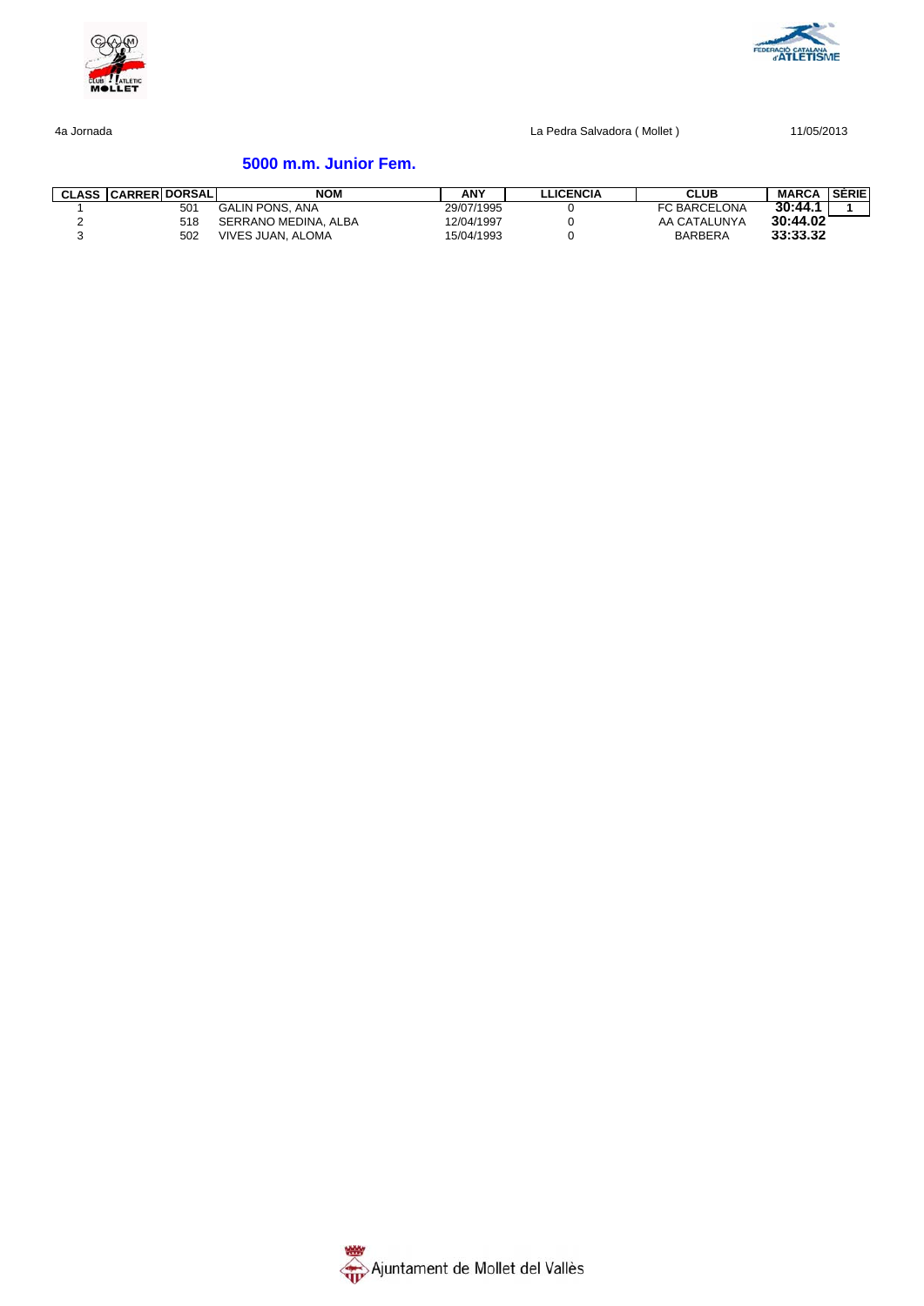4a Jornada | La Pedra Salvadora ( Mollet ) | 11/05/2013

## 5000 m.m. Junior Fem.

| CLASS | CARRER | DORSAL | NOM | ANY | LLICENCIA | CLUB | MARCA | SÈRIE |
|---|---|---|---|---|---|---|---|---|
| 1 | | 501 | GALIN PONS, ANA | 29/07/1995 | 0 | FC BARCELONA | **30:44.1** | 1 |
| 2 | | 518 | SERRANO MEDINA, ALBA | 12/04/1997 | 0 | AA CATALUNYA | **30:44.02** | |
| 3 | | 502 | VIVES JUAN, ALOMA | 15/04/1993 | 0 | BARBERA | **33:33.32** | |

Ajuntament de Mollet del Vallès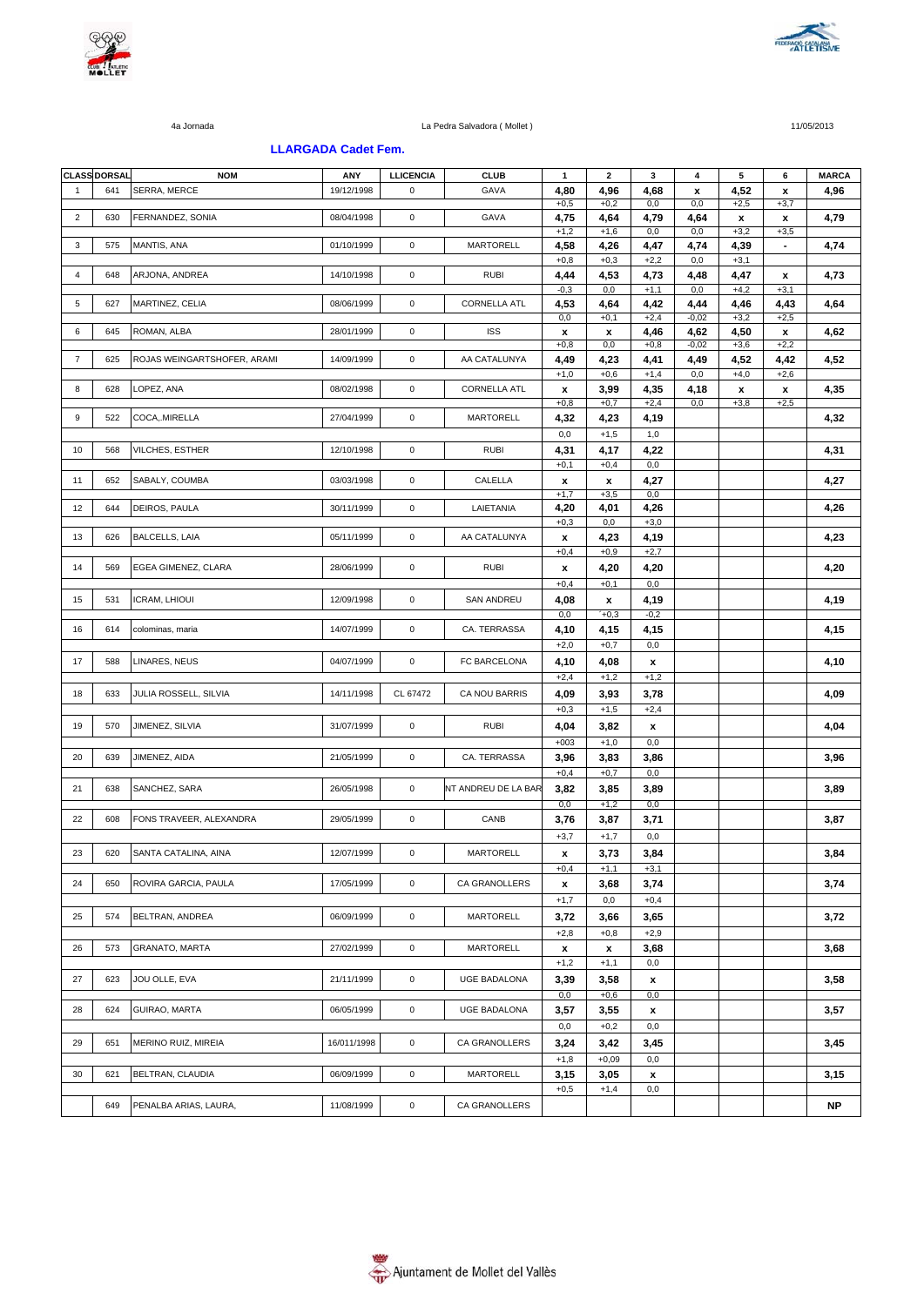4a Jornada | La Pedra Salvadora ( Mollet ) | 11/05/2013

### LLARGADA Cadet Fem.

| CLASS | DORSAL | NOM | ANY | LLICENCIA | CLUB | 1 | 2 | 3 | 4 | 5 | 6 | MARCA |
|---|---|---|---|---|---|---|---|---|---|---|---|---|
| 1 | 641 | SERRA, MERCE | 19/12/1998 | 0 | GAVA | 4,80 | 4,96 | 4,68 | x | 4,52 | x | 4,96 |
| | | | | | | +0,5 | +0,2 | 0,0 | 0,0 | +2,5 | +3,7 | |
| 2 | 630 | FERNANDEZ, SONIA | 08/04/1998 | 0 | GAVA | 4,75 | 4,64 | 4,79 | 4,64 | x | x | 4,79 |
| | | | | | | +1,2 | +1,6 | 0,0 | 0,0 | +3,2 | +3,5 | |
| 3 | 575 | MANTIS, ANA | 01/10/1999 | 0 | MARTORELL | 4,58 | 4,26 | 4,47 | 4,74 | 4,39 | - | 4,74 |
| | | | | | | +0,8 | +0,3 | +2,2 | 0,0 | +3,1 | | |
| 4 | 648 | ARJONA, ANDREA | 14/10/1998 | 0 | RUBI | 4,44 | 4,53 | 4,73 | 4,48 | 4,47 | x | 4,73 |
| | | | | | | -0,3 | 0,0 | +1,1 | 0,0 | +4,2 | +3,1 | |
| 5 | 627 | MARTINEZ, CELIA | 08/06/1999 | 0 | CORNELLA ATL | 4,53 | 4,64 | 4,42 | 4,44 | 4,46 | 4,43 | 4,64 |
| | | | | | | 0,0 | +0,1 | +2,4 | -0,02 | +3,2 | +2,5 | |
| 6 | 645 | ROMAN, ALBA | 28/01/1999 | 0 | ISS | x | x | 4,46 | 4,62 | 4,50 | x | 4,62 |
| | | | | | | +0,8 | 0,0 | +0,8 | -0,02 | +3,6 | +2,2 | |
| 7 | 625 | ROJAS WEINGARTSHOFER, ARAMI | 14/09/1999 | 0 | AA CATALUNYA | 4,49 | 4,23 | 4,41 | 4,49 | 4,52 | 4,42 | 4,52 |
| | | | | | | +1,0 | +0,6 | +1,4 | 0,0 | +4,0 | +2,6 | |
| 8 | 628 | LOPEZ, ANA | 08/02/1998 | 0 | CORNELLA ATL | x | 3,99 | 4,35 | 4,18 | x | x | 4,35 |
| | | | | | | +0,8 | +0,7 | +2,4 | 0,0 | +3,8 | +2,5 | |
| 9 | 522 | COCA,.MIRELLA | 27/04/1999 | 0 | MARTORELL | 4,32 | 4,23 | 4,19 | | | | 4,32 |
| | | | | | | 0,0 | +1,5 | 1,0 | | | | |
| 10 | 568 | VILCHES, ESTHER | 12/10/1998 | 0 | RUBI | 4,31 | 4,17 | 4,22 | | | | 4,31 |
| | | | | | | +0,1 | +0,4 | 0,0 | | | | |
| 11 | 652 | SABALY, COUMBA | 03/03/1998 | 0 | CALELLA | x | x | 4,27 | | | | 4,27 |
| | | | | | | +1,7 | +3,5 | 0,0 | | | | |
| 12 | 644 | DEIROS, PAULA | 30/11/1999 | 0 | LAIETANIA | 4,20 | 4,01 | 4,26 | | | | 4,26 |
| | | | | | | +0,3 | 0,0 | +3,0 | | | | |
| 13 | 626 | BALCELLS, LAIA | 05/11/1999 | 0 | AA CATALUNYA | x | 4,23 | 4,19 | | | | 4,23 |
| | | | | | | +0,4 | +0,9 | +2,7 | | | | |
| 14 | 569 | EGEA GIMENEZ, CLARA | 28/06/1999 | 0 | RUBI | x | 4,20 | 4,20 | | | | 4,20 |
| | | | | | | +0,4 | +0,1 | 0,0 | | | | |
| 15 | 531 | ICRAM, LHIOUI | 12/09/1998 | 0 | SAN ANDREU | 4,08 | x | 4,19 | | | | 4,19 |
| | | | | | | 0,0 | +0,3 | -0,2 | | | | |
| 16 | 614 | colominas, maria | 14/07/1999 | 0 | CA. TERRASSA | 4,10 | 4,15 | 4,15 | | | | 4,15 |
| | | | | | | +2,0 | +0,7 | 0,0 | | | | |
| 17 | 588 | LINARES, NEUS | 04/07/1999 | 0 | FC BARCELONA | 4,10 | 4,08 | x | | | | 4,10 |
| | | | | | | +2,4 | +1,2 | +1,2 | | | | |
| 18 | 633 | JULIA ROSSELL, SILVIA | 14/11/1998 | CL 67472 | CA NOU BARRIS | 4,09 | 3,93 | 3,78 | | | | 4,09 |
| | | | | | | +0,3 | +1,5 | +2,4 | | | | |
| 19 | 570 | JIMENEZ, SILVIA | 31/07/1999 | 0 | RUBI | 4,04 | 3,82 | x | | | | 4,04 |
| | | | | | | +003 | +1,0 | 0,0 | | | | |
| 20 | 639 | JIMENEZ, AIDA | 21/05/1999 | 0 | CA. TERRASSA | 3,96 | 3,83 | 3,86 | | | | 3,96 |
| | | | | | | +0,4 | +0,7 | 0,0 | | | | |
| 21 | 638 | SANCHEZ, SARA | 26/05/1998 | 0 | NT ANDREU DE LA BAR | 3,82 | 3,85 | 3,89 | | | | 3,89 |
| | | | | | | 0,0 | +1,2 | 0,0 | | | | |
| 22 | 608 | FONS TRAVEER, ALEXANDRA | 29/05/1999 | 0 | CANB | 3,76 | 3,87 | 3,71 | | | | 3,87 |
| | | | | | | +3,7 | +1,7 | 0,0 | | | | |
| 23 | 620 | SANTA CATALINA, AINA | 12/07/1999 | 0 | MARTORELL | x | 3,73 | 3,84 | | | | 3,84 |
| | | | | | | +0,4 | +1,1 | +3,1 | | | | |
| 24 | 650 | ROVIRA GARCIA, PAULA | 17/05/1999 | 0 | CA GRANOLLERS | x | 3,68 | 3,74 | | | | 3,74 |
| | | | | | | +1,7 | 0,0 | +0,4 | | | | |
| 25 | 574 | BELTRAN, ANDREA | 06/09/1999 | 0 | MARTORELL | 3,72 | 3,66 | 3,65 | | | | 3,72 |
| | | | | | | +2,8 | +0,8 | +2,9 | | | | |
| 26 | 573 | GRANATO, MARTA | 27/02/1999 | 0 | MARTORELL | x | x | 3,68 | | | | 3,68 |
| | | | | | | +1,2 | +1,1 | 0,0 | | | | |
| 27 | 623 | JOU OLLE, EVA | 21/11/1999 | 0 | UGE BADALONA | 3,39 | 3,58 | x | | | | 3,58 |
| | | | | | | 0,0 | +0,6 | 0,0 | | | | |
| 28 | 624 | GUIRAO, MARTA | 06/05/1999 | 0 | UGE BADALONA | 3,57 | 3,55 | x | | | | 3,57 |
| | | | | | | 0,0 | +0,2 | 0,0 | | | | |
| 29 | 651 | MERINO RUIZ, MIREIA | 16/011/1998 | 0 | CA GRANOLLERS | 3,24 | 3,42 | 3,45 | | | | 3,45 |
| | | | | | | +1,8 | +0,09 | 0,0 | | | | |
| 30 | 621 | BELTRAN, CLAUDIA | 06/09/1999 | 0 | MARTORELL | 3,15 | 3,05 | x | | | | 3,15 |
| | | | | | | +0,5 | +1,4 | 0,0 | | | | |
| | 649 | PENALBA ARIAS, LAURA, | 11/08/1999 | 0 | CA GRANOLLERS | | | | | | | NP |

Ajuntament de Mollet del Vallès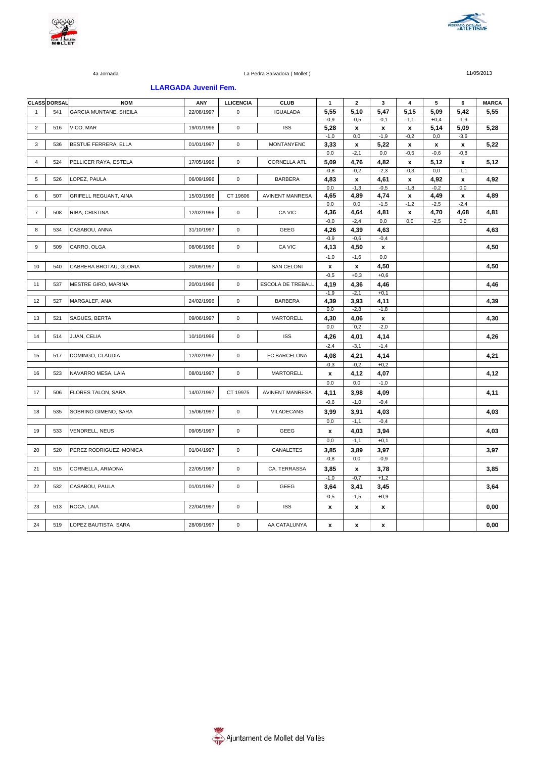4a Jornada — La Pedra Salvadora ( Mollet ) — 11/05/2013

## LLARGADA Juvenil Fem.

| CLASS | DORSAL | NOM | ANY | LLICENCIA | CLUB | 1 | 2 | 3 | 4 | 5 | 6 | MARCA |
|---|---|---|---|---|---|---|---|---|---|---|---|---|
| 1 | 541 | GARCIA MUNTANE, SHEILA | 22/08/1997 | 0 | IGUALADA | 5,55 | 5,10 | 5,47 | 5,15 | 5,09 | 5,42 | 5,55 |
| | | | | | | -0,9 | -0,5 | -0,1 | -1,1 | +0,4 | -1,9 | |
| 2 | 516 | VICO, MAR | 19/01/1996 | 0 | ISS | 5,28 | x | x | x | 5,14 | 5,09 | 5,28 |
| | | | | | | -1,0 | 0,0 | -1,9 | -0,2 | 0,0 | -3,6 | |
| 3 | 536 | BESTUE FERRERA, ELLA | 01/01/1997 | 0 | MONTANYENC | 3,33 | x | 5,22 | x | x | x | 5,22 |
| | | | | | | 0,0 | -2,1 | 0,0 | -0,5 | -0,6 | -0,8 | |
| 4 | 524 | PELLICER RAYA, ESTELA | 17/05/1996 | 0 | CORNELLA ATL | 5,09 | 4,76 | 4,82 | x | 5,12 | x | 5,12 |
| | | | | | | -0,8 | -0,2 | -2,3 | -0,3 | 0,0 | -1,1 | |
| 5 | 526 | LOPEZ, PAULA | 06/09/1996 | 0 | BARBERA | 4,83 | x | 4,61 | x | 4,92 | x | 4,92 |
| | | | | | | 0,0 | -1,3 | -0,5 | -1,8 | -0,2 | 0,0 | |
| 6 | 507 | GRIFELL REGUANT, AINA | 15/03/1996 | CT 19606 | AVINENT MANRESA | 4,65 | 4,89 | 4,74 | x | 4,49 | x | 4,89 |
| | | | | | | 0,0 | 0,0 | -1,5 | -1,2 | -2,5 | -2,4 | |
| 7 | 508 | RIBA, CRISTINA | 12/02/1996 | 0 | CA VIC | 4,36 | 4,64 | 4,81 | x | 4,70 | 4,68 | 4,81 |
| | | | | | | -0,0 | -2,4 | 0,0 | 0,0 | -2,5 | 0,0 | |
| 8 | 534 | CASABOU, ANNA | 31/10/1997 | 0 | GEEG | 4,26 | 4,39 | 4,63 | | | | 4,63 |
| | | | | | | -0,9 | -0,6 | -0,4 | | | | |
| 9 | 509 | CARRO, OLGA | 08/06/1996 | 0 | CA VIC | 4,13 | 4,50 | x | | | | 4,50 |
| | | | | | | -1,0 | -1,6 | 0,0 | | | | |
| 10 | 540 | CABRERA BROTAU, GLORIA | 20/09/1997 | 0 | SAN CELONI | x | x | 4,50 | | | | 4,50 |
| | | | | | | -0,5 | +0,3 | +0,6 | | | | |
| 11 | 537 | MESTRE GIRO, MARINA | 20/01/1996 | 0 | ESCOLA DE TREBALL | 4,19 | 4,36 | 4,46 | | | | 4,46 |
| | | | | | | -1,9 | -2,1 | +0,1 | | | | |
| 12 | 527 | MARGALEF, ANA | 24/02/1996 | 0 | BARBERA | 4,39 | 3,93 | 4,11 | | | | 4,39 |
| | | | | | | 0,0 | -2,8 | -1,8 | | | | |
| 13 | 521 | SAGUES, BERTA | 09/06/1997 | 0 | MARTORELL | 4,30 | 4,06 | x | | | | 4,30 |
| | | | | | | 0,0 | ´0,2 | -2,0 | | | | |
| 14 | 514 | JUAN, CELIA | 10/10/1996 | 0 | ISS | 4,26 | 4,01 | 4,14 | | | | 4,26 |
| | | | | | | -2,4 | -3,1 | -1,4 | | | | |
| 15 | 517 | DOMINGO, CLAUDIA | 12/02/1997 | 0 | FC BARCELONA | 4,08 | 4,21 | 4,14 | | | | 4,21 |
| | | | | | | -0,3 | -0,2 | +0,2 | | | | |
| 16 | 523 | NAVARRO MESA, LAIA | 08/01/1997 | 0 | MARTORELL | x | 4,12 | 4,07 | | | | 4,12 |
| | | | | | | 0,0 | 0,0 | -1,0 | | | | |
| 17 | 506 | FLORES TALON, SARA | 14/07/1997 | CT 19975 | AVINENT MANRESA | 4,11 | 3,98 | 4,09 | | | | 4,11 |
| | | | | | | -0,6 | -1,0 | -0,4 | | | | |
| 18 | 535 | SOBRINO GIMENO, SARA | 15/06/1997 | 0 | VILADECANS | 3,99 | 3,91 | 4,03 | | | | 4,03 |
| | | | | | | 0,0 | -1,1 | -0,4 | | | | |
| 19 | 533 | VENDRELL, NEUS | 09/05/1997 | 0 | GEEG | x | 4,03 | 3,94 | | | | 4,03 |
| | | | | | | 0,0 | -1,1 | +0,1 | | | | |
| 20 | 520 | PEREZ RODRIGUEZ, MONICA | 01/04/1997 | 0 | CANALETES | 3,85 | 3,89 | 3,97 | | | | 3,97 |
| | | | | | | -0,8 | 0,0 | -0,9 | | | | |
| 21 | 515 | CORNELLA, ARIADNA | 22/05/1997 | 0 | CA. TERRASSA | 3,85 | x | 3,78 | | | | 3,85 |
| | | | | | | -1,0 | -0,7 | +1,2 | | | | |
| 22 | 532 | CASABOU, PAULA | 01/01/1997 | 0 | GEEG | 3,64 | 3,41 | 3,45 | | | | 3,64 |
| | | | | | | -0,5 | -1,5 | +0,9 | | | | |
| 23 | 513 | ROCA, LAIA | 22/04/1997 | 0 | ISS | x | x | x | | | | 0,00 |
| 24 | 519 | LOPEZ BAUTISTA, SARA | 28/09/1997 | 0 | AA CATALUNYA | x | x | x | | | | 0,00 |

Ajuntament de Mollet del Vallès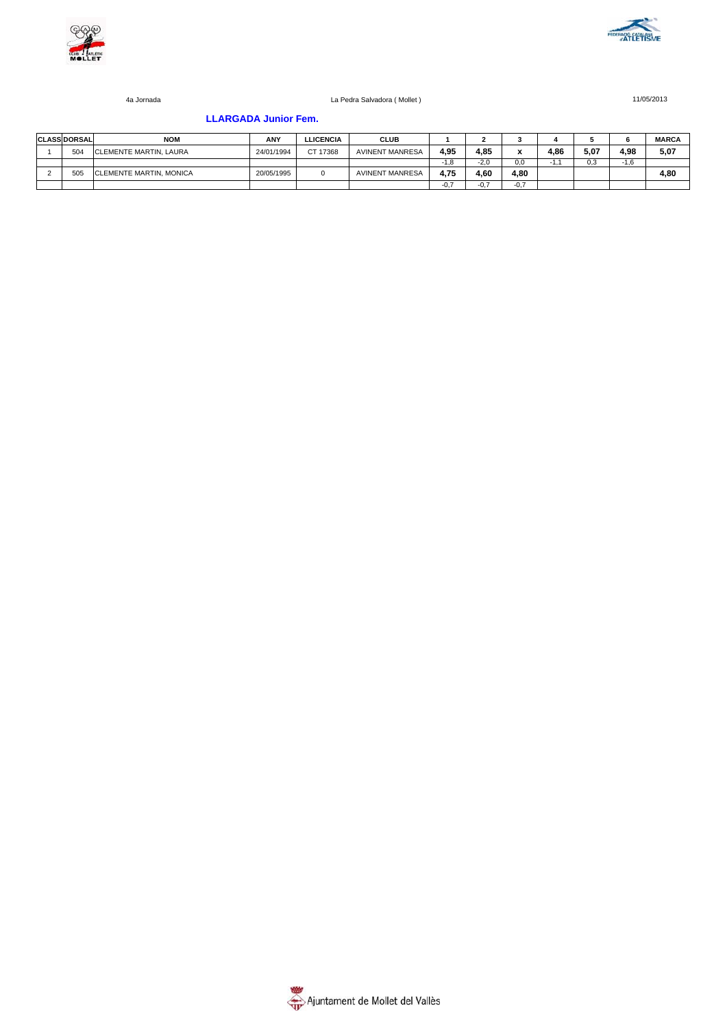4a Jornada La Pedra Salvadora ( Mollet ) 11/05/2013

### LLARGADA Junior Fem.

| CLASS | DORSAL | NOM | ANY | LLICENCIA | CLUB | 1 | 2 | 3 | 4 | 5 | 6 | MARCA |
|---|---|---|---|---|---|---|---|---|---|---|---|---|
| 1 | 504 | CLEMENTE MARTIN, LAURA | 24/01/1994 | CT 17368 | AVINENT MANRESA | **4,95** | **4,85** | **x** | **4,86** | **5,07** | **4,98** | **5,07** |
| | | | | | | -1,8 | -2,0 | 0,0 | -1,1 | 0,3 | -1,6 | |
| 2 | 505 | CLEMENTE MARTIN, MONICA | 20/05/1995 | 0 | AVINENT MANRESA | **4,75** | **4,60** | **4,80** | | | | **4,80** |
| | | | | | | -0,7 | -0,7 | -0,7 | | | | |

Ajuntament de Mollet del Vallès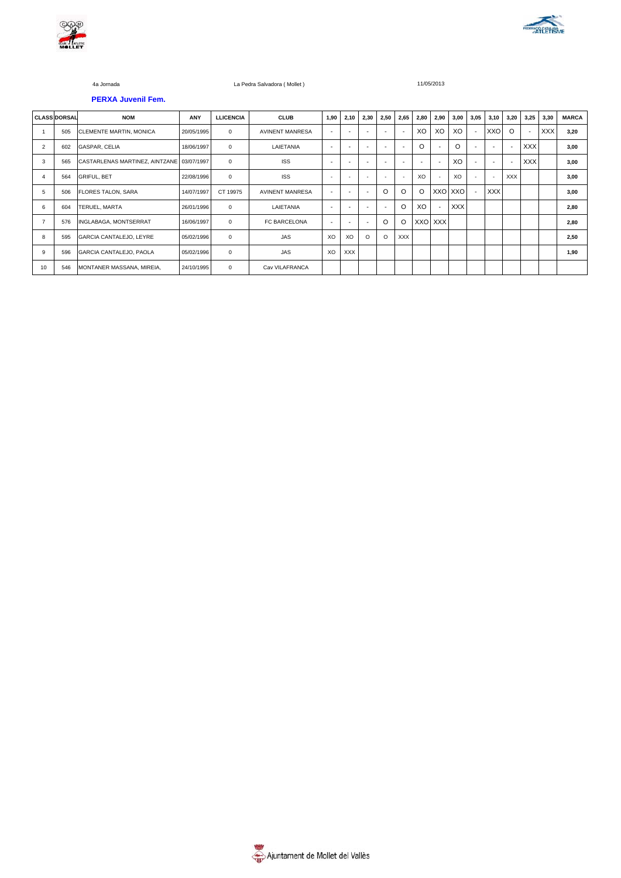4a Jornada La Pedra Salvadora ( Mollet ) 11/05/2013

### PERXA Juvenil Fem.

| CLASS | DORSAL | NOM | ANY | LLICENCIA | CLUB | 1,90 | 2,10 | 2,30 | 2,50 | 2,65 | 2,80 | 2,90 | 3,00 | 3,05 | 3,10 | 3,20 | 3,25 | 3,30 | MARCA |
|---|---|---|---|---|---|---|---|---|---|---|---|---|---|---|---|---|---|---|---|
| 1 | 505 | CLEMENTE MARTIN, MONICA | 20/05/1995 | 0 | AVINENT MANRESA | - | - | - | - | - | XO | XO | XO | - | XXO | O | - | XXX | 3,20 |
| 2 | 602 | GASPAR, CELIA | 18/06/1997 | 0 | LAIETANIA | - | - | - | - | - | O | - | O | - | - | - | XXX | | 3,00 |
| 3 | 565 | CASTARLENAS MARTINEZ, AINTZANE | 03/07/1997 | 0 | ISS | - | - | - | - | - | - | - | XO | - | - | - | XXX | | 3,00 |
| 4 | 564 | GRIFUL, BET | 22/08/1996 | 0 | ISS | - | - | - | - | - | XO | - | XO | - | - | XXX | | | 3,00 |
| 5 | 506 | FLORES TALON, SARA | 14/07/1997 | CT 19975 | AVINENT MANRESA | - | - | - | O | O | O | XXO | XXO | - | XXX | | | | 3,00 |
| 6 | 604 | TERUEL, MARTA | 26/01/1996 | 0 | LAIETANIA | - | - | - | - | O | XO | - | XXX | | | | | | 2,80 |
| 7 | 576 | INGLABAGA, MONTSERRAT | 16/06/1997 | 0 | FC BARCELONA | - | - | - | O | O | XXO | XXX | | | | | | | 2,80 |
| 8 | 595 | GARCIA CANTALEJO, LEYRE | 05/02/1996 | 0 | JAS | XO | XO | O | O | XXX | | | | | | | | | 2,50 |
| 9 | 596 | GARCIA CANTALEJO, PAOLA | 05/02/1996 | 0 | JAS | XO | XXX | | | | | | | | | | | | 1,90 |
| 10 | 546 | MONTANER MASSANA, MIREIA, | 24/10/1995 | 0 | Cav VILAFRANCA | | | | | | | | | | | | | | |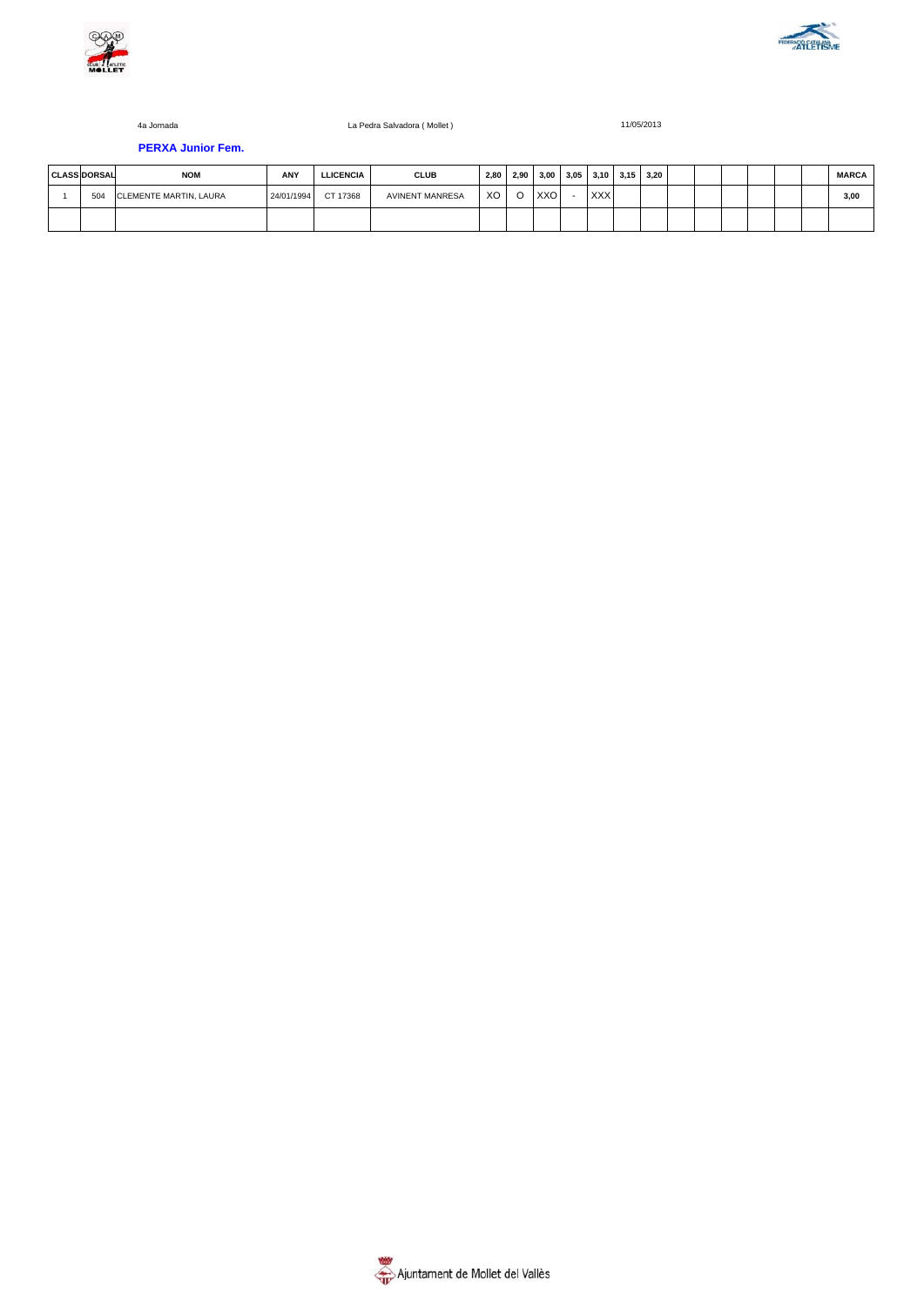4a Jornada    La Pedra Salvadora ( Mollet )    11/05/2013

### PERXA Junior Fem.

| CLASS | DORSAL | NOM | ANY | LLICENCIA | CLUB | 2,80 | 2,90 | 3,00 | 3,05 | 3,10 | 3,15 | 3,20 | | | | | | | MARCA |
|---|---|---|---|---|---|---|---|---|---|---|---|---|---|---|---|---|---|---|---|
| 1 | 504 | CLEMENTE MARTIN, LAURA | 24/01/1994 | CT 17368 | AVINENT MANRESA | XO | O | XXO | - | XXX | | | | | | | | | 3,00 |
| | | | | | | | | | | | | | | | | | | | |

Ajuntament de Mollet del Vallès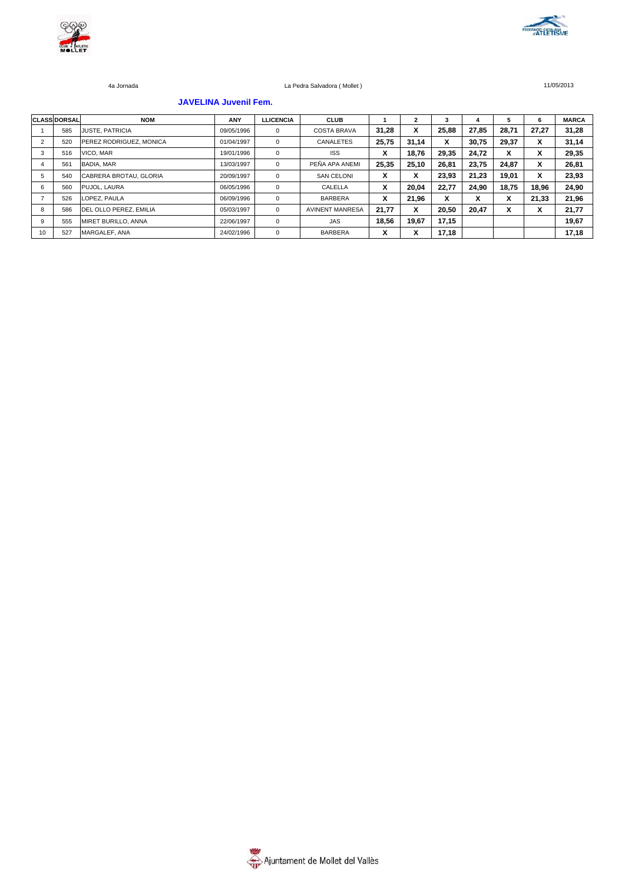4a Jornada    La Pedra Salvadora ( Mollet )    11/05/2013

## JAVELINA Juvenil Fem.

| CLASS | DORSAL | NOM | ANY | LLICENCIA | CLUB | 1 | 2 | 3 | 4 | 5 | 6 | MARCA |
|---|---|---|---|---|---|---|---|---|---|---|---|---|
| 1 | 585 | JUSTE, PATRICIA | 09/05/1996 | 0 | COSTA BRAVA | 31,28 | X | 25,88 | 27,85 | 28,71 | 27,27 | 31,28 |
| 2 | 520 | PEREZ RODRIGUEZ, MONICA | 01/04/1997 | 0 | CANALETES | 25,75 | 31,14 | X | 30,75 | 29,37 | X | 31,14 |
| 3 | 516 | VICO, MAR | 19/01/1996 | 0 | ISS | X | 18,76 | 29,35 | 24,72 | X | X | 29,35 |
| 4 | 561 | BADIA, MAR | 13/03/1997 | 0 | PEÑA APA ANEMI | 25,35 | 25,10 | 26,81 | 23,75 | 24,87 | X | 26,81 |
| 5 | 540 | CABRERA BROTAU, GLORIA | 20/09/1997 | 0 | SAN CELONI | X | X | 23,93 | 21,23 | 19,01 | X | 23,93 |
| 6 | 560 | PUJOL, LAURA | 06/05/1996 | 0 | CALELLA | X | 20,04 | 22,77 | 24,90 | 18,75 | 18,96 | 24,90 |
| 7 | 526 | LOPEZ, PAULA | 06/09/1996 | 0 | BARBERA | X | 21,96 | X | X | X | 21,33 | 21,96 |
| 8 | 586 | DEL OLLO PEREZ, EMILIA | 05/03/1997 | 0 | AVINENT MANRESA | 21,77 | X | 20,50 | 20,47 | X | X | 21,77 |
| 9 | 555 | MIRET BURILLO, ANNA | 22/06/1997 | 0 | JAS | 18,56 | 19,67 | 17,15 | | | | 19,67 |
| 10 | 527 | MARGALEF, ANA | 24/02/1996 | 0 | BARBERA | X | X | 17,18 | | | | 17,18 |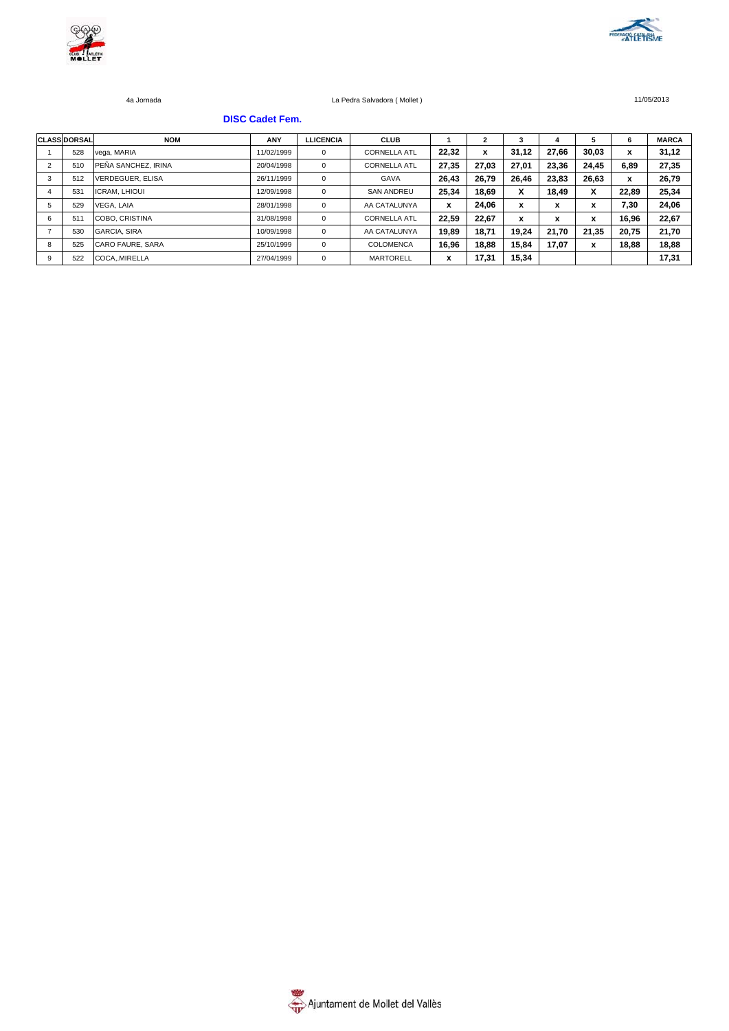4a Jornada La Pedra Salvadora ( Mollet ) 11/05/2013

**DISC Cadet Fem.**

| CLASS | DORSAL | NOM | ANY | LLICENCIA | CLUB | 1 | 2 | 3 | 4 | 5 | 6 | MARCA |
|---|---|---|---|---|---|---|---|---|---|---|---|---|
| 1 | 528 | vega, MARIA | 11/02/1999 | 0 | CORNELLA ATL | 22,32 | x | 31,12 | 27,66 | 30,03 | x | 31,12 |
| 2 | 510 | PEÑA SANCHEZ, IRINA | 20/04/1998 | 0 | CORNELLA ATL | 27,35 | 27,03 | 27,01 | 23,36 | 24,45 | 6,89 | 27,35 |
| 3 | 512 | VERDEGUER, ELISA | 26/11/1999 | 0 | GAVA | 26,43 | 26,79 | 26,46 | 23,83 | 26,63 | x | 26,79 |
| 4 | 531 | ICRAM, LHIOUI | 12/09/1998 | 0 | SAN ANDREU | 25,34 | 18,69 | X | 18,49 | X | 22,89 | 25,34 |
| 5 | 529 | VEGA, LAIA | 28/01/1998 | 0 | AA CATALUNYA | x | 24,06 | x | x | x | 7,30 | 24,06 |
| 6 | 511 | COBO, CRISTINA | 31/08/1998 | 0 | CORNELLA ATL | 22,59 | 22,67 | x | x | x | 16,96 | 22,67 |
| 7 | 530 | GARCIA, SIRA | 10/09/1998 | 0 | AA CATALUNYA | 19,89 | 18,71 | 19,24 | 21,70 | 21,35 | 20,75 | 21,70 |
| 8 | 525 | CARO FAURE, SARA | 25/10/1999 | 0 | COLOMENCA | 16,96 | 18,88 | 15,84 | 17,07 | x | 18,88 | 18,88 |
| 9 | 522 | COCA,,MIRELLA | 27/04/1999 | 0 | MARTORELL | x | 17,31 | 15,34 | | | | 17,31 |

Ajuntament de Mollet del Vallès